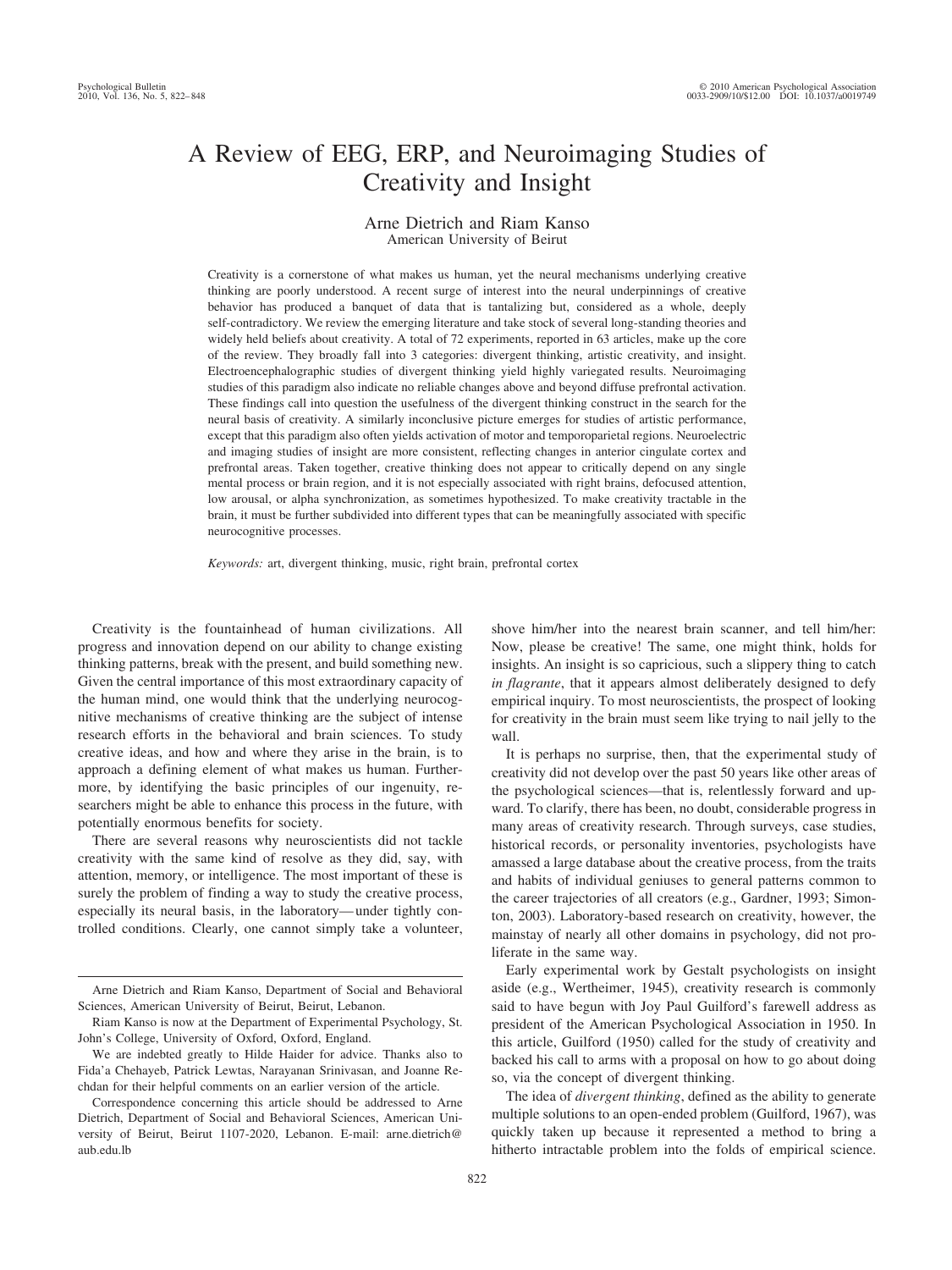# A Review of EEG, ERP, and Neuroimaging Studies of Creativity and Insight

Arne Dietrich and Riam Kanso
American University of Beirut

Creativity is a cornerstone of what makes us human, yet the neural mechanisms underlying creative thinking are poorly understood. A recent surge of interest into the neural underpinnings of creative behavior has produced a banquet of data that is tantalizing but, considered as a whole, deeply self-contradictory. We review the emerging literature and take stock of several long-standing theories and widely held beliefs about creativity. A total of 72 experiments, reported in 63 articles, make up the core of the review. They broadly fall into 3 categories: divergent thinking, artistic creativity, and insight. Electroencephalographic studies of divergent thinking yield highly variegated results. Neuroimaging studies of this paradigm also indicate no reliable changes above and beyond diffuse prefrontal activation. These findings call into question the usefulness of the divergent thinking construct in the search for the neural basis of creativity. A similarly inconclusive picture emerges for studies of artistic performance, except that this paradigm also often yields activation of motor and temporoparietal regions. Neuroelectric and imaging studies of insight are more consistent, reflecting changes in anterior cingulate cortex and prefrontal areas. Taken together, creative thinking does not appear to critically depend on any single mental process or brain region, and it is not especially associated with right brains, defocused attention, low arousal, or alpha synchronization, as sometimes hypothesized. To make creativity tractable in the brain, it must be further subdivided into different types that can be meaningfully associated with specific neurocognitive processes.

*Keywords:* art, divergent thinking, music, right brain, prefrontal cortex

Creativity is the fountainhead of human civilizations. All progress and innovation depend on our ability to change existing thinking patterns, break with the present, and build something new. Given the central importance of this most extraordinary capacity of the human mind, one would think that the underlying neurocognitive mechanisms of creative thinking are the subject of intense research efforts in the behavioral and brain sciences. To study creative ideas, and how and where they arise in the brain, is to approach a defining element of what makes us human. Furthermore, by identifying the basic principles of our ingenuity, researchers might be able to enhance this process in the future, with potentially enormous benefits for society.

There are several reasons why neuroscientists did not tackle creativity with the same kind of resolve as they did, say, with attention, memory, or intelligence. The most important of these is surely the problem of finding a way to study the creative process, especially its neural basis, in the laboratory—under tightly controlled conditions. Clearly, one cannot simply take a volunteer, shove him/her into the nearest brain scanner, and tell him/her: Now, please be creative! The same, one might think, holds for insights. An insight is so capricious, such a slippery thing to catch *in flagrante*, that it appears almost deliberately designed to defy empirical inquiry. To most neuroscientists, the prospect of looking for creativity in the brain must seem like trying to nail jelly to the wall.

It is perhaps no surprise, then, that the experimental study of creativity did not develop over the past 50 years like other areas of the psychological sciences—that is, relentlessly forward and upward. To clarify, there has been, no doubt, considerable progress in many areas of creativity research. Through surveys, case studies, historical records, or personality inventories, psychologists have amassed a large database about the creative process, from the traits and habits of individual geniuses to general patterns common to the career trajectories of all creators (e.g., Gardner, 1993; Simonton, 2003). Laboratory-based research on creativity, however, the mainstay of nearly all other domains in psychology, did not proliferate in the same way.

Early experimental work by Gestalt psychologists on insight aside (e.g., Wertheimer, 1945), creativity research is commonly said to have begun with Joy Paul Guilford's farewell address as president of the American Psychological Association in 1950. In this article, Guilford (1950) called for the study of creativity and backed his call to arms with a proposal on how to go about doing so, via the concept of divergent thinking.

The idea of *divergent thinking*, defined as the ability to generate multiple solutions to an open-ended problem (Guilford, 1967), was quickly taken up because it represented a method to bring a hitherto intractable problem into the folds of empirical science.

---

Arne Dietrich and Riam Kanso, Department of Social and Behavioral Sciences, American University of Beirut, Beirut, Lebanon.

Riam Kanso is now at the Department of Experimental Psychology, St. John's College, University of Oxford, Oxford, England.

We are indebted greatly to Hilde Haider for advice. Thanks also to Fida'a Chehayeb, Patrick Lewtas, Narayanan Srinivasan, and Joanne Rechdan for their helpful comments on an earlier version of the article.

Correspondence concerning this article should be addressed to Arne Dietrich, Department of Social and Behavioral Sciences, American University of Beirut, Beirut 1107-2020, Lebanon. E-mail: arne.dietrich@aub.edu.lb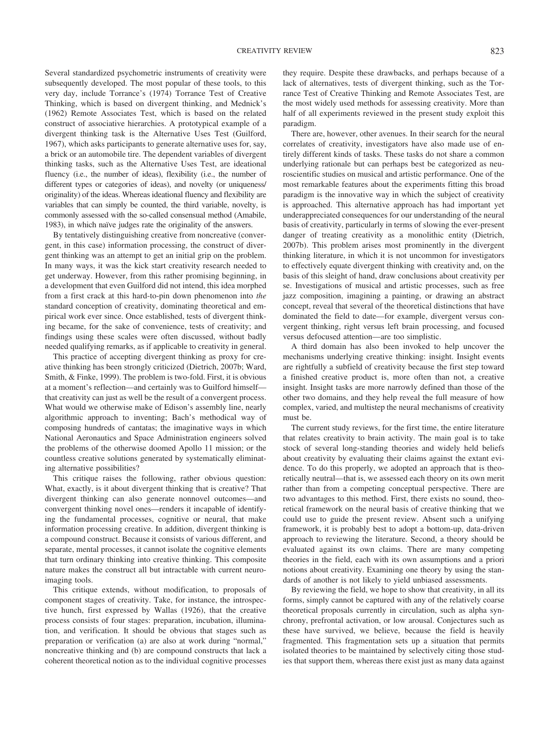Several standardized psychometric instruments of creativity were subsequently developed. The most popular of these tools, to this very day, include Torrance's (1974) Torrance Test of Creative Thinking, which is based on divergent thinking, and Mednick's (1962) Remote Associates Test, which is based on the related construct of associative hierarchies. A prototypical example of a divergent thinking task is the Alternative Uses Test (Guilford, 1967), which asks participants to generate alternative uses for, say, a brick or an automobile tire. The dependent variables of divergent thinking tasks, such as the Alternative Uses Test, are ideational fluency (i.e., the number of ideas), flexibility (i.e., the number of different types or categories of ideas), and novelty (or uniqueness/ originality) of the ideas. Whereas ideational fluency and flexibility are variables that can simply be counted, the third variable, novelty, is commonly assessed with the so-called consensual method (Amabile, 1983), in which naïve judges rate the originality of the answers.

By tentatively distinguishing creative from noncreative (convergent, in this case) information processing, the construct of divergent thinking was an attempt to get an initial grip on the problem. In many ways, it was the kick start creativity research needed to get underway. However, from this rather promising beginning, in a development that even Guilford did not intend, this idea morphed from a first crack at this hard-to-pin down phenomenon into *the* standard conception of creativity, dominating theoretical and empirical work ever since. Once established, tests of divergent thinking became, for the sake of convenience, tests of creativity; and findings using these scales were often discussed, without badly needed qualifying remarks, as if applicable to creativity in general.

This practice of accepting divergent thinking as proxy for creative thinking has been strongly criticized (Dietrich, 2007b; Ward, Smith, & Finke, 1999). The problem is two-fold. First, it is obvious at a moment's reflection—and certainly was to Guilford himself—that creativity can just as well be the result of a convergent process. What would we otherwise make of Edison's assembly line, nearly algorithmic approach to inventing; Bach's methodical way of composing hundreds of cantatas; the imaginative ways in which National Aeronautics and Space Administration engineers solved the problems of the otherwise doomed Apollo 11 mission; or the countless creative solutions generated by systematically eliminating alternative possibilities?

This critique raises the following, rather obvious question: What, exactly, is it about divergent thinking that is creative? That divergent thinking can also generate nonnovel outcomes—and convergent thinking novel ones—renders it incapable of identifying the fundamental processes, cognitive or neural, that make information processing creative. In addition, divergent thinking is a compound construct. Because it consists of various different, and separate, mental processes, it cannot isolate the cognitive elements that turn ordinary thinking into creative thinking. This composite nature makes the construct all but intractable with current neuroimaging tools.

This critique extends, without modification, to proposals of component stages of creativity. Take, for instance, the introspective hunch, first expressed by Wallas (1926), that the creative process consists of four stages: preparation, incubation, illumination, and verification. It should be obvious that stages such as preparation or verification (a) are also at work during "normal," noncreative thinking and (b) are compound constructs that lack a coherent theoretical notion as to the individual cognitive processes they require. Despite these drawbacks, and perhaps because of a lack of alternatives, tests of divergent thinking, such as the Torrance Test of Creative Thinking and Remote Associates Test, are the most widely used methods for assessing creativity. More than half of all experiments reviewed in the present study exploit this paradigm.

There are, however, other avenues. In their search for the neural correlates of creativity, investigators have also made use of entirely different kinds of tasks. These tasks do not share a common underlying rationale but can perhaps best be categorized as neuroscientific studies on musical and artistic performance. One of the most remarkable features about the experiments fitting this broad paradigm is the innovative way in which the subject of creativity is approached. This alternative approach has had important yet underappreciated consequences for our understanding of the neural basis of creativity, particularly in terms of slowing the ever-present danger of treating creativity as a monolithic entity (Dietrich, 2007b). This problem arises most prominently in the divergent thinking literature, in which it is not uncommon for investigators to effectively equate divergent thinking with creativity and, on the basis of this sleight of hand, draw conclusions about creativity per se. Investigations of musical and artistic processes, such as free jazz composition, imagining a painting, or drawing an abstract concept, reveal that several of the theoretical distinctions that have dominated the field to date—for example, divergent versus convergent thinking, right versus left brain processing, and focused versus defocused attention—are too simplistic.

A third domain has also been invoked to help uncover the mechanisms underlying creative thinking: insight. Insight events are rightfully a subfield of creativity because the first step toward a finished creative product is, more often than not, a creative insight. Insight tasks are more narrowly defined than those of the other two domains, and they help reveal the full measure of how complex, varied, and multistep the neural mechanisms of creativity must be.

The current study reviews, for the first time, the entire literature that relates creativity to brain activity. The main goal is to take stock of several long-standing theories and widely held beliefs about creativity by evaluating their claims against the extant evidence. To do this properly, we adopted an approach that is theoretically neutral—that is, we assessed each theory on its own merit rather than from a competing conceptual perspective. There are two advantages to this method. First, there exists no sound, theoretical framework on the neural basis of creative thinking that we could use to guide the present review. Absent such a unifying framework, it is probably best to adopt a bottom-up, data-driven approach to reviewing the literature. Second, a theory should be evaluated against its own claims. There are many competing theories in the field, each with its own assumptions and a priori notions about creativity. Examining one theory by using the standards of another is not likely to yield unbiased assessments.

By reviewing the field, we hope to show that creativity, in all its forms, simply cannot be captured with any of the relatively coarse theoretical proposals currently in circulation, such as alpha synchrony, prefrontal activation, or low arousal. Conjectures such as these have survived, we believe, because the field is heavily fragmented. This fragmentation sets up a situation that permits isolated theories to be maintained by selectively citing those studies that support them, whereas there exist just as many data against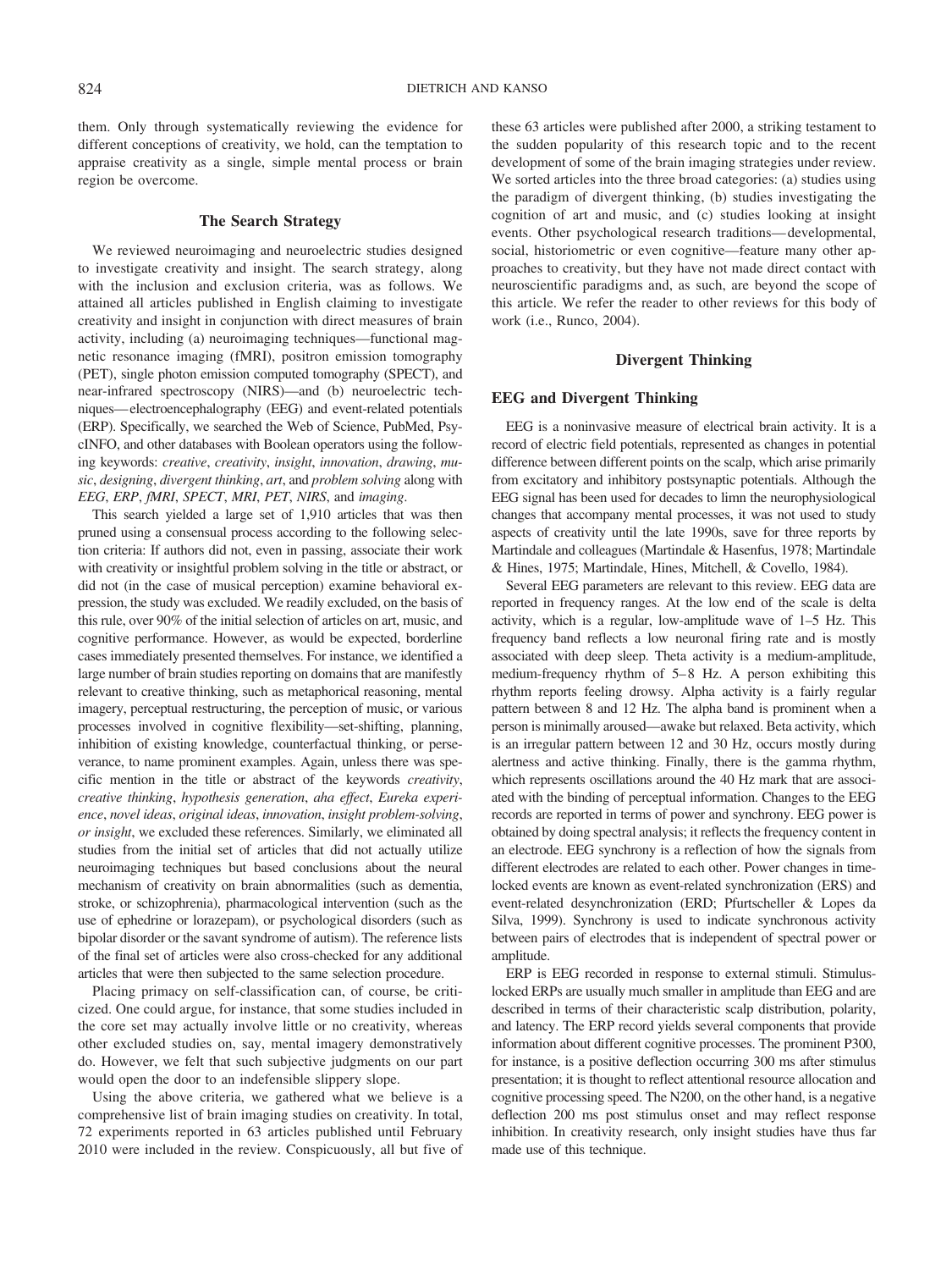them. Only through systematically reviewing the evidence for different conceptions of creativity, we hold, can the temptation to appraise creativity as a single, simple mental process or brain region be overcome.

## The Search Strategy

We reviewed neuroimaging and neuroelectric studies designed to investigate creativity and insight. The search strategy, along with the inclusion and exclusion criteria, was as follows. We attained all articles published in English claiming to investigate creativity and insight in conjunction with direct measures of brain activity, including (a) neuroimaging techniques—functional magnetic resonance imaging (fMRI), positron emission tomography (PET), single photon emission computed tomography (SPECT), and near-infrared spectroscopy (NIRS)—and (b) neuroelectric techniques—electroencephalography (EEG) and event-related potentials (ERP). Specifically, we searched the Web of Science, PubMed, PsycINFO, and other databases with Boolean operators using the following keywords: *creative*, *creativity*, *insight*, *innovation*, *drawing*, *music*, *designing*, *divergent thinking*, *art*, and *problem solving* along with *EEG*, *ERP*, *fMRI*, *SPECT*, *MRI*, *PET*, *NIRS*, and *imaging*.

This search yielded a large set of 1,910 articles that was then pruned using a consensual process according to the following selection criteria: If authors did not, even in passing, associate their work with creativity or insightful problem solving in the title or abstract, or did not (in the case of musical perception) examine behavioral expression, the study was excluded. We readily excluded, on the basis of this rule, over 90% of the initial selection of articles on art, music, and cognitive performance. However, as would be expected, borderline cases immediately presented themselves. For instance, we identified a large number of brain studies reporting on domains that are manifestly relevant to creative thinking, such as metaphorical reasoning, mental imagery, perceptual restructuring, the perception of music, or various processes involved in cognitive flexibility—set-shifting, planning, inhibition of existing knowledge, counterfactual thinking, or perseverance, to name prominent examples. Again, unless there was specific mention in the title or abstract of the keywords *creativity*, *creative thinking*, *hypothesis generation*, *aha effect*, *Eureka experience*, *novel ideas*, *original ideas*, *innovation*, *insight problem-solving*, *or insight*, we excluded these references. Similarly, we eliminated all studies from the initial set of articles that did not actually utilize neuroimaging techniques but based conclusions about the neural mechanism of creativity on brain abnormalities (such as dementia, stroke, or schizophrenia), pharmacological intervention (such as the use of ephedrine or lorazepam), or psychological disorders (such as bipolar disorder or the savant syndrome of autism). The reference lists of the final set of articles were also cross-checked for any additional articles that were then subjected to the same selection procedure.

Placing primacy on self-classification can, of course, be criticized. One could argue, for instance, that some studies included in the core set may actually involve little or no creativity, whereas other excluded studies on, say, mental imagery demonstratively do. However, we felt that such subjective judgments on our part would open the door to an indefensible slippery slope.

Using the above criteria, we gathered what we believe is a comprehensive list of brain imaging studies on creativity. In total, 72 experiments reported in 63 articles published until February 2010 were included in the review. Conspicuously, all but five of these 63 articles were published after 2000, a striking testament to the sudden popularity of this research topic and to the recent development of some of the brain imaging strategies under review. We sorted articles into the three broad categories: (a) studies using the paradigm of divergent thinking, (b) studies investigating the cognition of art and music, and (c) studies looking at insight events. Other psychological research traditions—developmental, social, historiometric or even cognitive—feature many other approaches to creativity, but they have not made direct contact with neuroscientific paradigms and, as such, are beyond the scope of this article. We refer the reader to other reviews for this body of work (i.e., Runco, 2004).

## Divergent Thinking

### EEG and Divergent Thinking

EEG is a noninvasive measure of electrical brain activity. It is a record of electric field potentials, represented as changes in potential difference between different points on the scalp, which arise primarily from excitatory and inhibitory postsynaptic potentials. Although the EEG signal has been used for decades to limn the neurophysiological changes that accompany mental processes, it was not used to study aspects of creativity until the late 1990s, save for three reports by Martindale and colleagues (Martindale & Hasenfus, 1978; Martindale & Hines, 1975; Martindale, Hines, Mitchell, & Covello, 1984).

Several EEG parameters are relevant to this review. EEG data are reported in frequency ranges. At the low end of the scale is delta activity, which is a regular, low-amplitude wave of 1–5 Hz. This frequency band reflects a low neuronal firing rate and is mostly associated with deep sleep. Theta activity is a medium-amplitude, medium-frequency rhythm of 5–8 Hz. A person exhibiting this rhythm reports feeling drowsy. Alpha activity is a fairly regular pattern between 8 and 12 Hz. The alpha band is prominent when a person is minimally aroused—awake but relaxed. Beta activity, which is an irregular pattern between 12 and 30 Hz, occurs mostly during alertness and active thinking. Finally, there is the gamma rhythm, which represents oscillations around the 40 Hz mark that are associated with the binding of perceptual information. Changes to the EEG records are reported in terms of power and synchrony. EEG power is obtained by doing spectral analysis; it reflects the frequency content in an electrode. EEG synchrony is a reflection of how the signals from different electrodes are related to each other. Power changes in time-locked events are known as event-related synchronization (ERS) and event-related desynchronization (ERD; Pfurtscheller & Lopes da Silva, 1999). Synchrony is used to indicate synchronous activity between pairs of electrodes that is independent of spectral power or amplitude.

ERP is EEG recorded in response to external stimuli. Stimulus-locked ERPs are usually much smaller in amplitude than EEG and are described in terms of their characteristic scalp distribution, polarity, and latency. The ERP record yields several components that provide information about different cognitive processes. The prominent P300, for instance, is a positive deflection occurring 300 ms after stimulus presentation; it is thought to reflect attentional resource allocation and cognitive processing speed. The N200, on the other hand, is a negative deflection 200 ms post stimulus onset and may reflect response inhibition. In creativity research, only insight studies have thus far made use of this technique.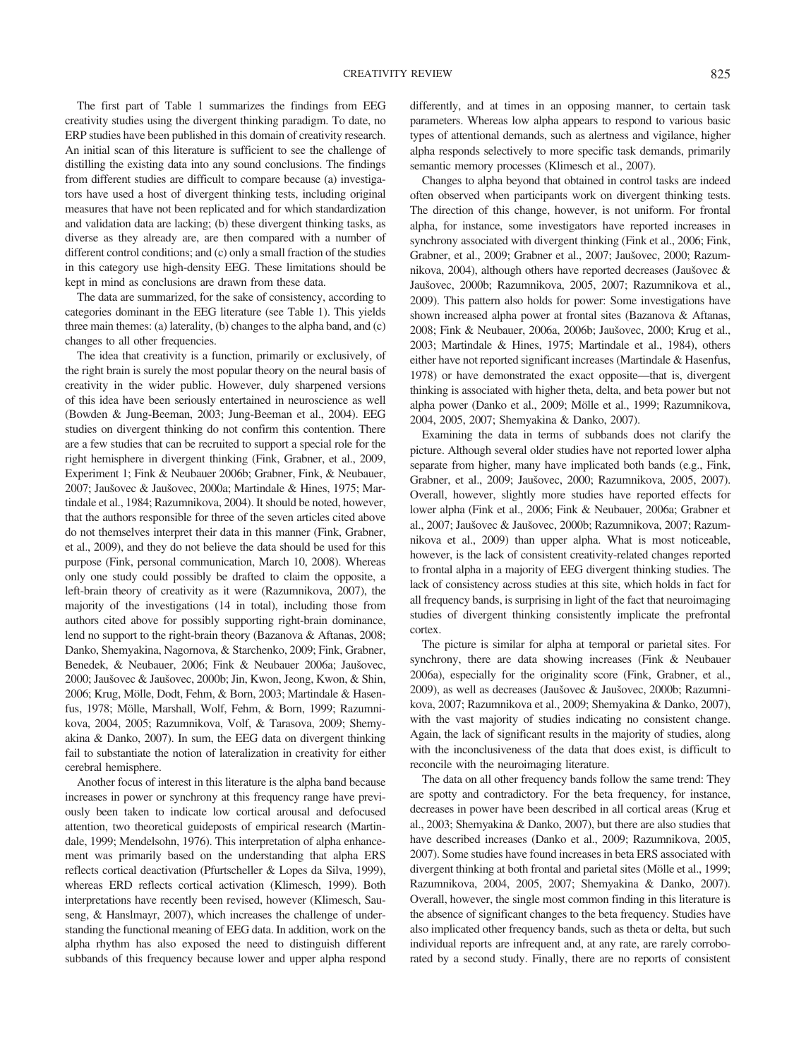The first part of Table 1 summarizes the findings from EEG creativity studies using the divergent thinking paradigm. To date, no ERP studies have been published in this domain of creativity research. An initial scan of this literature is sufficient to see the challenge of distilling the existing data into any sound conclusions. The findings from different studies are difficult to compare because (a) investigators have used a host of divergent thinking tests, including original measures that have not been replicated and for which standardization and validation data are lacking; (b) these divergent thinking tasks, as diverse as they already are, are then compared with a number of different control conditions; and (c) only a small fraction of the studies in this category use high-density EEG. These limitations should be kept in mind as conclusions are drawn from these data.

The data are summarized, for the sake of consistency, according to categories dominant in the EEG literature (see Table 1). This yields three main themes: (a) laterality, (b) changes to the alpha band, and (c) changes to all other frequencies.

The idea that creativity is a function, primarily or exclusively, of the right brain is surely the most popular theory on the neural basis of creativity in the wider public. However, duly sharpened versions of this idea have been seriously entertained in neuroscience as well (Bowden & Jung-Beeman, 2003; Jung-Beeman et al., 2004). EEG studies on divergent thinking do not confirm this contention. There are a few studies that can be recruited to support a special role for the right hemisphere in divergent thinking (Fink, Grabner, et al., 2009, Experiment 1; Fink & Neubauer 2006b; Grabner, Fink, & Neubauer, 2007; Jaušovec & Jaušovec, 2000a; Martindale & Hines, 1975; Martindale et al., 1984; Razumnikova, 2004). It should be noted, however, that the authors responsible for three of the seven articles cited above do not themselves interpret their data in this manner (Fink, Grabner, et al., 2009), and they do not believe the data should be used for this purpose (Fink, personal communication, March 10, 2008). Whereas only one study could possibly be drafted to claim the opposite, a left-brain theory of creativity as it were (Razumnikova, 2007), the majority of the investigations (14 in total), including those from authors cited above for possibly supporting right-brain dominance, lend no support to the right-brain theory (Bazanova & Aftanas, 2008; Danko, Shemyakina, Nagornova, & Starchenko, 2009; Fink, Grabner, Benedek, & Neubauer, 2006; Fink & Neubauer 2006a; Jaušovec, 2000; Jaušovec & Jaušovec, 2000b; Jin, Kwon, Jeong, Kwon, & Shin, 2006; Krug, Mölle, Dodt, Fehm, & Born, 2003; Martindale & Hasenfus, 1978; Mölle, Marshall, Wolf, Fehm, & Born, 1999; Razumnikova, 2004, 2005; Razumnikova, Volf, & Tarasova, 2009; Shemyakina & Danko, 2007). In sum, the EEG data on divergent thinking fail to substantiate the notion of lateralization in creativity for either cerebral hemisphere.

Another focus of interest in this literature is the alpha band because increases in power or synchrony at this frequency range have previously been taken to indicate low cortical arousal and defocused attention, two theoretical guideposts of empirical research (Martindale, 1999; Mendelsohn, 1976). This interpretation of alpha enhancement was primarily based on the understanding that alpha ERS reflects cortical deactivation (Pfurtscheller & Lopes da Silva, 1999), whereas ERD reflects cortical activation (Klimesch, 1999). Both interpretations have recently been revised, however (Klimesch, Sauseng, & Hanslmayr, 2007), which increases the challenge of understanding the functional meaning of EEG data. In addition, work on the alpha rhythm has also exposed the need to distinguish different subbands of this frequency because lower and upper alpha respond differently, and at times in an opposing manner, to certain task parameters. Whereas low alpha appears to respond to various basic types of attentional demands, such as alertness and vigilance, higher alpha responds selectively to more specific task demands, primarily semantic memory processes (Klimesch et al., 2007).

Changes to alpha beyond that obtained in control tasks are indeed often observed when participants work on divergent thinking tests. The direction of this change, however, is not uniform. For frontal alpha, for instance, some investigators have reported increases in synchrony associated with divergent thinking (Fink et al., 2006; Fink, Grabner, et al., 2009; Grabner et al., 2007; Jaušovec, 2000; Razumnikova, 2004), although others have reported decreases (Jaušovec & Jaušovec, 2000b; Razumnikova, 2005, 2007; Razumnikova et al., 2009). This pattern also holds for power: Some investigations have shown increased alpha power at frontal sites (Bazanova & Aftanas, 2008; Fink & Neubauer, 2006a, 2006b; Jaušovec, 2000; Krug et al., 2003; Martindale & Hines, 1975; Martindale et al., 1984), others either have not reported significant increases (Martindale & Hasenfus, 1978) or have demonstrated the exact opposite—that is, divergent thinking is associated with higher theta, delta, and beta power but not alpha power (Danko et al., 2009; Mölle et al., 1999; Razumnikova, 2004, 2005, 2007; Shemyakina & Danko, 2007).

Examining the data in terms of subbands does not clarify the picture. Although several older studies have not reported lower alpha separate from higher, many have implicated both bands (e.g., Fink, Grabner, et al., 2009; Jaušovec, 2000; Razumnikova, 2005, 2007). Overall, however, slightly more studies have reported effects for lower alpha (Fink et al., 2006; Fink & Neubauer, 2006a; Grabner et al., 2007; Jaušovec & Jaušovec, 2000b; Razumnikova, 2007; Razumnikova et al., 2009) than upper alpha. What is most noticeable, however, is the lack of consistent creativity-related changes reported to frontal alpha in a majority of EEG divergent thinking studies. The lack of consistency across studies at this site, which holds in fact for all frequency bands, is surprising in light of the fact that neuroimaging studies of divergent thinking consistently implicate the prefrontal cortex.

The picture is similar for alpha at temporal or parietal sites. For synchrony, there are data showing increases (Fink & Neubauer 2006a), especially for the originality score (Fink, Grabner, et al., 2009), as well as decreases (Jaušovec & Jaušovec, 2000b; Razumnikova, 2007; Razumnikova et al., 2009; Shemyakina & Danko, 2007), with the vast majority of studies indicating no consistent change. Again, the lack of significant results in the majority of studies, along with the inconclusiveness of the data that does exist, is difficult to reconcile with the neuroimaging literature.

The data on all other frequency bands follow the same trend: They are spotty and contradictory. For the beta frequency, for instance, decreases in power have been described in all cortical areas (Krug et al., 2003; Shemyakina & Danko, 2007), but there are also studies that have described increases (Danko et al., 2009; Razumnikova, 2005, 2007). Some studies have found increases in beta ERS associated with divergent thinking at both frontal and parietal sites (Mölle et al., 1999; Razumnikova, 2004, 2005, 2007; Shemyakina & Danko, 2007). Overall, however, the single most common finding in this literature is the absence of significant changes to the beta frequency. Studies have also implicated other frequency bands, such as theta or delta, but such individual reports are infrequent and, at any rate, are rarely corroborated by a second study. Finally, there are no reports of consistent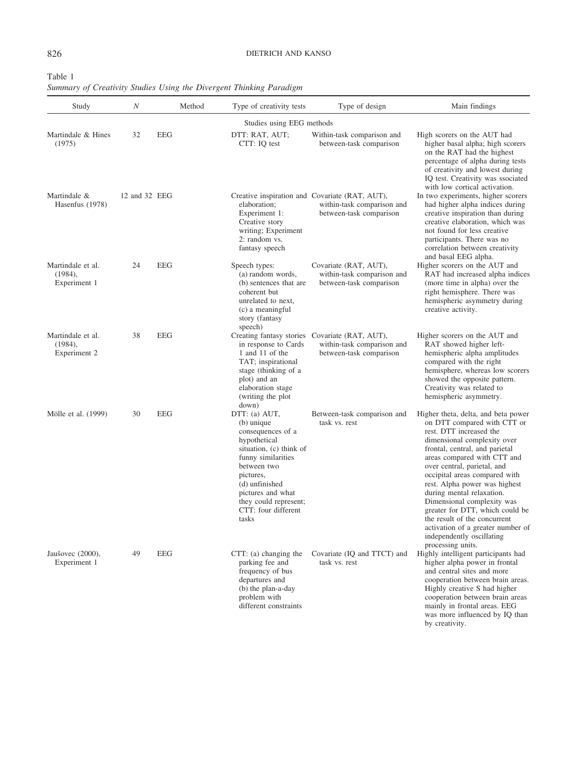Table 1
*Summary of Creativity Studies Using the Divergent Thinking Paradigm*

| Study | *N* | Method | Type of creativity tests | Type of design | Main findings |
|---|---|---|---|---|---|
| | | | Studies using EEG methods | | |
| Martindale & Hines (1975) | 32 | EEG | DTT: RAT, AUT; CTT: IQ test | Within-task comparison and between-task comparison | High scorers on the AUT had higher basal alpha; high scorers on the RAT had the highest percentage of alpha during tests of creativity and lowest during IQ test. Creativity was ssociated with low cortical activation. |
| Martindale & Hasenfus (1978) | 12 and 32 | EEG | Creative inspiration and elaboration; Experiment 1: Creative story writing; Experiment 2: random vs. fantasy speech | Covariate (RAT, AUT), within-task comparison and between-task comparison | In two experiments, higher scorers had higher alpha indices during creative inspiration than during creative elaboration, which was not found for less creative participants. There was no correlation between creativity and basal EEG alpha. |
| Martindale et al. (1984), Experiment 1 | 24 | EEG | Speech types: (a) random words, (b) sentences that are coherent but unrelated to next, (c) a meaningful story (fantasy speech) | Covariate (RAT, AUT), within-task comparison and between-task comparison | Higher scorers on the AUT and RAT had increased alpha indices (more time in alpha) over the right hemisphere. There was hemispheric asymmetry during creative activity. |
| Martindale et al. (1984), Experiment 2 | 38 | EEG | Creating fantasy stories in response to Cards 1 and 11 of the TAT; inspirational stage (thinking of a plot) and an elaboration stage (writing the plot down) | Covariate (RAT, AUT), within-task comparison and between-task comparison | Higher scorers on the AUT and RAT showed higher left-hemispheric alpha amplitudes compared with the right hemisphere, whereas low scorers showed the opposite pattern. Creativity was related to hemispheric asymmetry. |
| Mölle et al. (1999) | 30 | EEG | DTT: (a) AUT, (b) unique consequences of a hypothetical situation, (c) think of funny similarities between two pictures, (d) unfinished pictures and what they could represent; CTT: four different tasks | Between-task comparison and task vs. rest | Higher theta, delta, and beta power on DTT compared with CTT or rest. DTT increased the dimensional complexity over frontal, central, and parietal areas compared with CTT and over central, parietal, and occipital areas compared with rest. Alpha power was highest during mental relaxation. Dimensional complexity was greater for DTT, which could be the result of the concurrent activation of a greater number of independently oscillating processing units. |
| Jaušovec (2000), Experiment 1 | 49 | EEG | CTT: (a) changing the parking fee and frequency of bus departures and (b) the plan-a-day problem with different constraints | Covariate (IQ and TTCT) and task vs. rest | Highly intelligent participants had higher alpha power in frontal and central sites and more cooperation between brain areas. Highly creative S had higher cooperation between brain areas mainly in frontal areas. EEG was more influenced by IQ than by creativity. |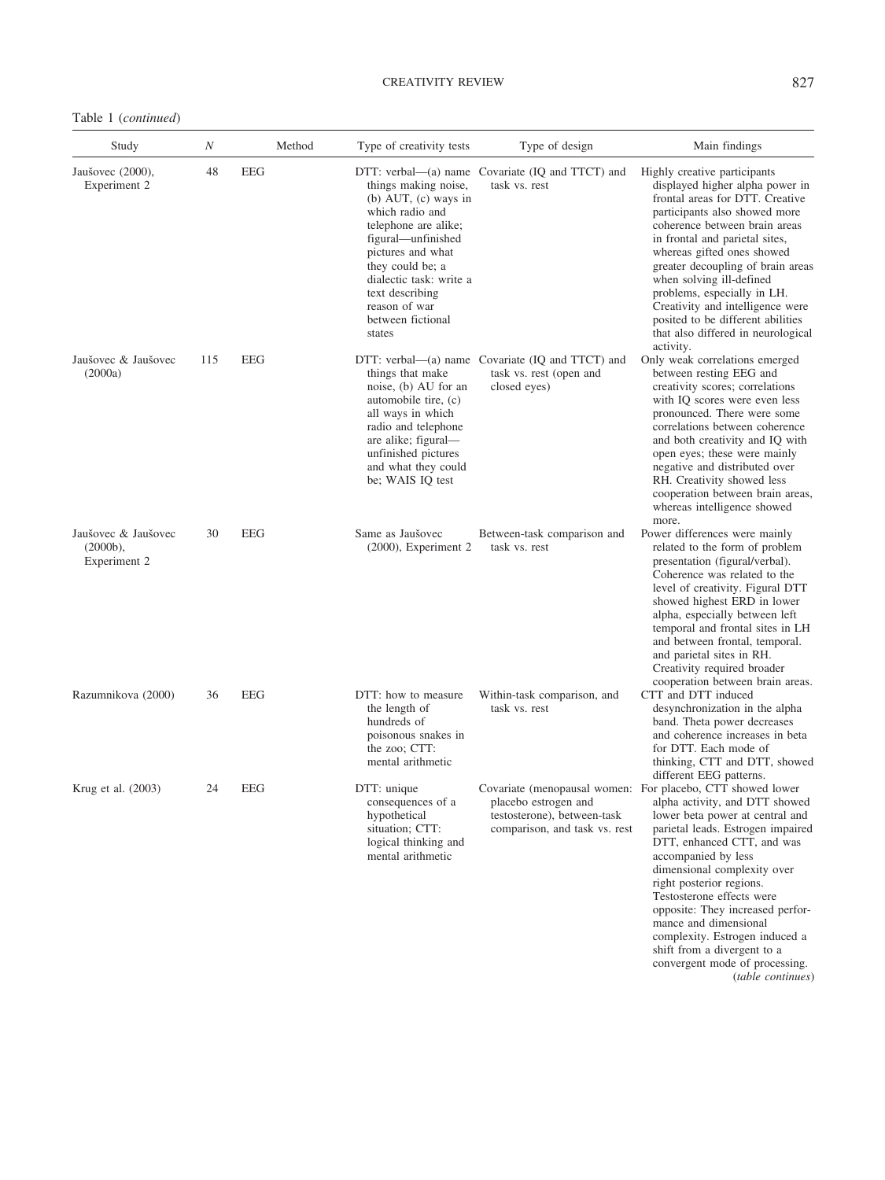Table 1 (*continued*)

| Study | N | Method | Type of creativity tests | Type of design | Main findings |
|---|---|---|---|---|---|
| Jaušovec (2000), Experiment 2 | 48 | EEG | DTT: verbal—(a) name things making noise, (b) AUT, (c) ways in which radio and telephone are alike; figural—unfinished pictures and what they could be; a dialectic task: write a text describing reason of war between fictional states | Covariate (IQ and TTCT) and task vs. rest | Highly creative participants displayed higher alpha power in frontal areas for DTT. Creative participants also showed more coherence between brain areas in frontal and parietal sites, whereas gifted ones showed greater decoupling of brain areas when solving ill-defined problems, especially in LH. Creativity and intelligence were posited to be different abilities that also differed in neurological activity. |
| Jaušovec & Jaušovec (2000a) | 115 | EEG | DTT: verbal—(a) name things that make noise, (b) AU for an automobile tire, (c) all ways in which radio and telephone are alike; figural—unfinished pictures and what they could be; WAIS IQ test | Covariate (IQ and TTCT) and task vs. rest (open and closed eyes) | Only weak correlations emerged between resting EEG and creativity scores; correlations with IQ scores were even less pronounced. There were some correlations between coherence and both creativity and IQ with open eyes; these were mainly negative and distributed over RH. Creativity showed less cooperation between brain areas, whereas intelligence showed more. |
| Jaušovec & Jaušovec (2000b), Experiment 2 | 30 | EEG | Same as Jaušovec (2000), Experiment 2 | Between-task comparison and task vs. rest | Power differences were mainly related to the form of problem presentation (figural/verbal). Coherence was related to the level of creativity. Figural DTT showed highest ERD in lower alpha, especially between left temporal and frontal sites in LH and between frontal, temporal, and parietal sites in RH. Creativity required broader cooperation between brain areas. |
| Razumnikova (2000) | 36 | EEG | DTT: how to measure the length of hundreds of poisonous snakes in the zoo; CTT: mental arithmetic | Within-task comparison, and task vs. rest | CTT and DTT induced desynchronization in the alpha band. Theta power decreases and coherence increases in beta for DTT. Each mode of thinking, CTT and DTT, showed different EEG patterns. |
| Krug et al. (2003) | 24 | EEG | DTT: unique consequences of a hypothetical situation; CTT: logical thinking and mental arithmetic | Covariate (menopausal women: placebo estrogen and testosterone), between-task comparison, and task vs. rest | For placebo, CTT showed lower alpha activity, and DTT showed lower beta power at central and parietal leads. Estrogen impaired DTT, enhanced CTT, and was accompanied by less dimensional complexity over right posterior regions. Testosterone effects were opposite: They increased performance and dimensional complexity. Estrogen induced a shift from a divergent to a convergent mode of processing. |

(*table continues*)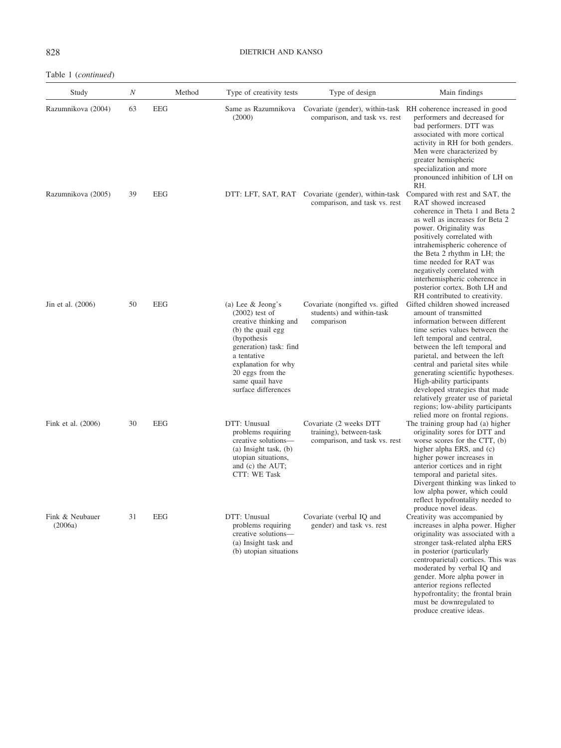Table 1 (*continued*)

| Study | *N* | Method | Type of creativity tests | Type of design | Main findings |
|---|---|---|---|---|---|
| Razumnikova (2004) | 63 | EEG | Same as Razumnikova (2000) | Covariate (gender), within-task comparison, and task vs. rest | RH coherence increased in good performers and decreased for bad performers. DTT was associated with more cortical activity in RH for both genders. Men were characterized by greater hemispheric specialization and more pronounced inhibition of LH on RH. |
| Razumnikova (2005) | 39 | EEG | DTT: LFT, SAT, RAT | Covariate (gender), within-task comparison, and task vs. rest | Compared with rest and SAT, the RAT showed increased coherence in Theta 1 and Beta 2 as well as increases for Beta 2 power. Originality was positively correlated with intrahemispheric coherence of the Beta 2 rhythm in LH; the time needed for RAT was negatively correlated with interhemispheric coherence in posterior cortex. Both LH and RH contributed to creativity. |
| Jin et al. (2006) | 50 | EEG | (a) Lee & Jeong's (2002) test of creative thinking and (b) the quail egg (hypothesis generation) task: find a tentative explanation for why 20 eggs from the same quail have surface differences | Covariate (nongifted vs. gifted students) and within-task comparison | Gifted children showed increased amount of transmitted information between different time series values between the left temporal and central, between the left temporal and parietal, and between the left central and parietal sites while generating scientific hypotheses. High-ability participants developed strategies that made relatively greater use of parietal regions; low-ability participants relied more on frontal regions. |
| Fink et al. (2006) | 30 | EEG | DTT: Unusual problems requiring creative solutions—(a) Insight task, (b) utopian situations, and (c) the AUT; CTT: WE Task | Covariate (2 weeks DTT training), between-task comparison, and task vs. rest | The training group had (a) higher originality sores for DTT and worse scores for the CTT, (b) higher alpha ERS, and (c) higher power increases in anterior cortices and in right temporal and parietal sites. Divergent thinking was linked to low alpha power, which could reflect hypofrontality needed to produce novel ideas. |
| Fink & Neubauer (2006a) | 31 | EEG | DTT: Unusual problems requiring creative solutions—(a) Insight task and (b) utopian situations | Covariate (verbal IQ and gender) and task vs. rest | Creativity was accompanied by increases in alpha power. Higher originality was associated with a stronger task-related alpha ERS in posterior (particularly centroparietal) cortices. This was moderated by verbal IQ and gender. More alpha power in anterior regions reflected hypofrontality; the frontal brain must be downregulated to produce creative ideas. |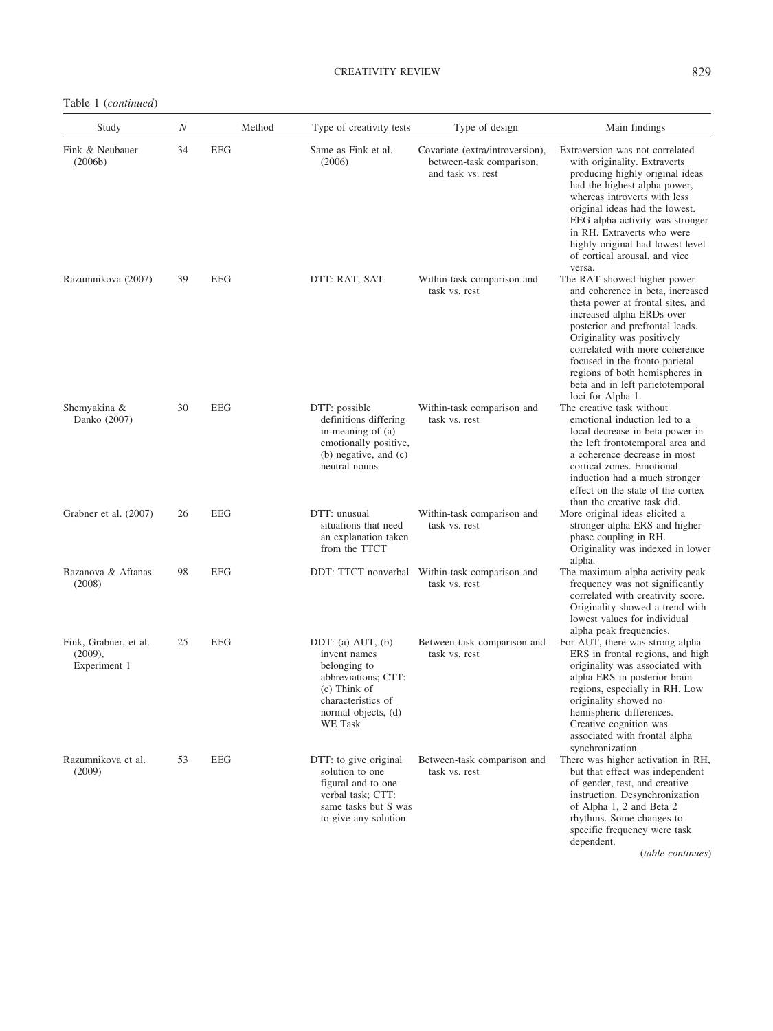Table 1 (*continued*)

| Study | *N* | Method | Type of creativity tests | Type of design | Main findings |
|---|---|---|---|---|---|
| Fink & Neubauer (2006b) | 34 | EEG | Same as Fink et al. (2006) | Covariate (extra/introversion), between-task comparison, and task vs. rest | Extraversion was not correlated with originality. Extraverts producing highly original ideas had the highest alpha power, whereas introverts with less original ideas had the lowest. EEG alpha activity was stronger in RH. Extraverts who were highly original had lowest level of cortical arousal, and vice versa. |
| Razumnikova (2007) | 39 | EEG | DTT: RAT, SAT | Within-task comparison and task vs. rest | The RAT showed higher power and coherence in beta, increased theta power at frontal sites, and increased alpha ERDs over posterior and prefrontal leads. Originality was positively correlated with more coherence focused in the fronto-parietal regions of both hemispheres in beta and in left parietotemporal loci for Alpha 1. |
| Shemyakina & Danko (2007) | 30 | EEG | DTT: possible definitions differing in meaning of (a) emotionally positive, (b) negative, and (c) neutral nouns | Within-task comparison and task vs. rest | The creative task without emotional induction led to a local decrease in beta power in the left frontotemporal area and a coherence decrease in most cortical zones. Emotional induction had a much stronger effect on the state of the cortex than the creative task did. |
| Grabner et al. (2007) | 26 | EEG | DTT: unusual situations that need an explanation taken from the TTCT | Within-task comparison and task vs. rest | More original ideas elicited a stronger alpha ERS and higher phase coupling in RH. Originality was indexed in lower alpha. |
| Bazanova & Aftanas (2008) | 98 | EEG | DDT: TTCT nonverbal | Within-task comparison and task vs. rest | The maximum alpha activity peak frequency was not significantly correlated with creativity score. Originality showed a trend with lowest values for individual alpha peak frequencies. |
| Fink, Grabner, et al. (2009), Experiment 1 | 25 | EEG | DDT: (a) AUT, (b) invent names belonging to abbreviations; CTT: (c) Think of characteristics of normal objects, (d) WE Task | Between-task comparison and task vs. rest | For AUT, there was strong alpha ERS in frontal regions, and high originality was associated with alpha ERS in posterior brain regions, especially in RH. Low originality showed no hemispheric differences. Creative cognition was associated with frontal alpha synchronization. |
| Razumnikova et al. (2009) | 53 | EEG | DTT: to give original solution to one figural and to one verbal task; CTT: same tasks but S was to give any solution | Between-task comparison and task vs. rest | There was higher activation in RH, but that effect was independent of gender, test, and creative instruction. Desynchronization of Alpha 1, 2 and Beta 2 rhythms. Some changes to specific frequency were task dependent. |

(*table continues*)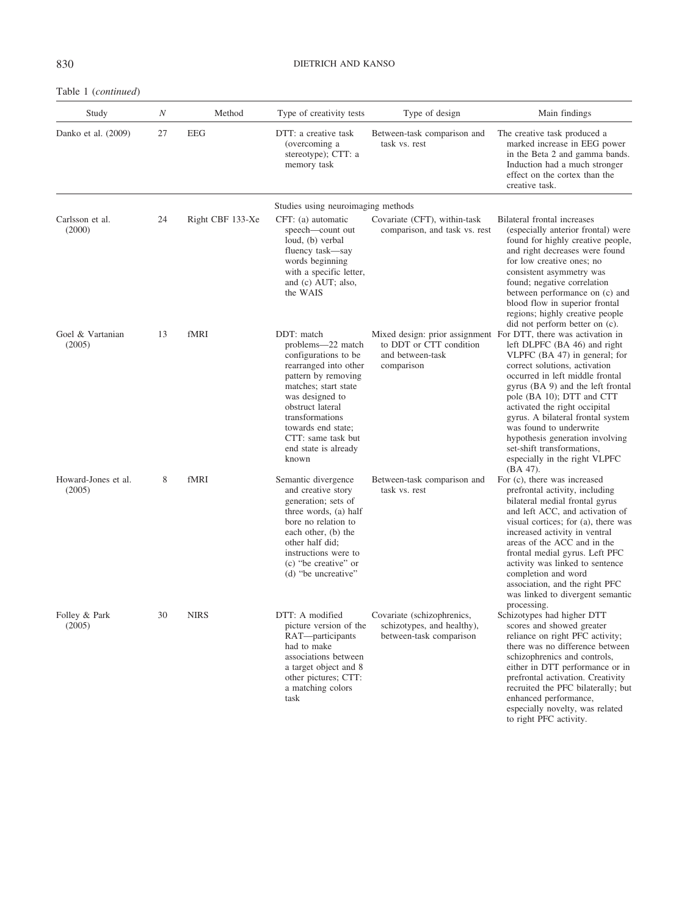Table 1 (*continued*)

| Study | *N* | Method | Type of creativity tests | Type of design | Main findings |
|---|---|---|---|---|---|
| Danko et al. (2009) | 27 | EEG | DTT: a creative task (overcoming a stereotype); CTT: a memory task | Between-task comparison and task vs. rest | The creative task produced a marked increase in EEG power in the Beta 2 and gamma bands. Induction had a much stronger effect on the cortex than the creative task. |
| | | | Studies using neuroimaging methods | | |
| Carlsson et al. (2000) | 24 | Right CBF 133-Xe | CFT: (a) automatic speech—count out loud, (b) verbal fluency task—say words beginning with a specific letter, and (c) AUT; also, the WAIS | Covariate (CFT), within-task comparison, and task vs. rest | Bilateral frontal increases (especially anterior frontal) were found for highly creative people, and right decreases were found for low creative ones; no consistent asymmetry was found; negative correlation between performance on (c) and blood flow in superior frontal regions; highly creative people did not perform better on (c). |
| Goel & Vartanian (2005) | 13 | fMRI | DDT: match problems—22 match configurations to be rearranged into other pattern by removing matches; start state was designed to obstruct lateral transformations towards end state; CTT: same task but end state is already known | Mixed design: prior assignment to DDT or CTT condition and between-task comparison | For DTT, there was activation in left DLPFC (BA 46) and right VLPFC (BA 47) in general; for correct solutions, activation occurred in left middle frontal gyrus (BA 9) and the left frontal pole (BA 10); DTT and CTT activated the right occipital gyrus. A bilateral frontal system was found to underwrite hypothesis generation involving set-shift transformations, especially in the right VLPFC (BA 47). |
| Howard-Jones et al. (2005) | 8 | fMRI | Semantic divergence and creative story generation; sets of three words, (a) half bore no relation to each other, (b) the other half did; instructions were to (c) "be creative" or (d) "be uncreative" | Between-task comparison and task vs. rest | For (c), there was increased prefrontal activity, including bilateral medial frontal gyrus and left ACC, and activation of visual cortices; for (a), there was increased activity in ventral areas of the ACC and in the frontal medial gyrus. Left PFC activity was linked to sentence completion and word association, and the right PFC was linked to divergent semantic processing. |
| Folley & Park (2005) | 30 | NIRS | DTT: A modified picture version of the RAT—participants had to make associations between a target object and 8 other pictures; CTT: a matching colors task | Covariate (schizophrenics, schizotypes, and healthy), between-task comparison | Schizotypes had higher DTT scores and showed greater reliance on right PFC activity; there was no difference between schizophrenics and controls, either in DTT performance or in prefrontal activation. Creativity recruited the PFC bilaterally; but enhanced performance, especially novelty, was related to right PFC activity. |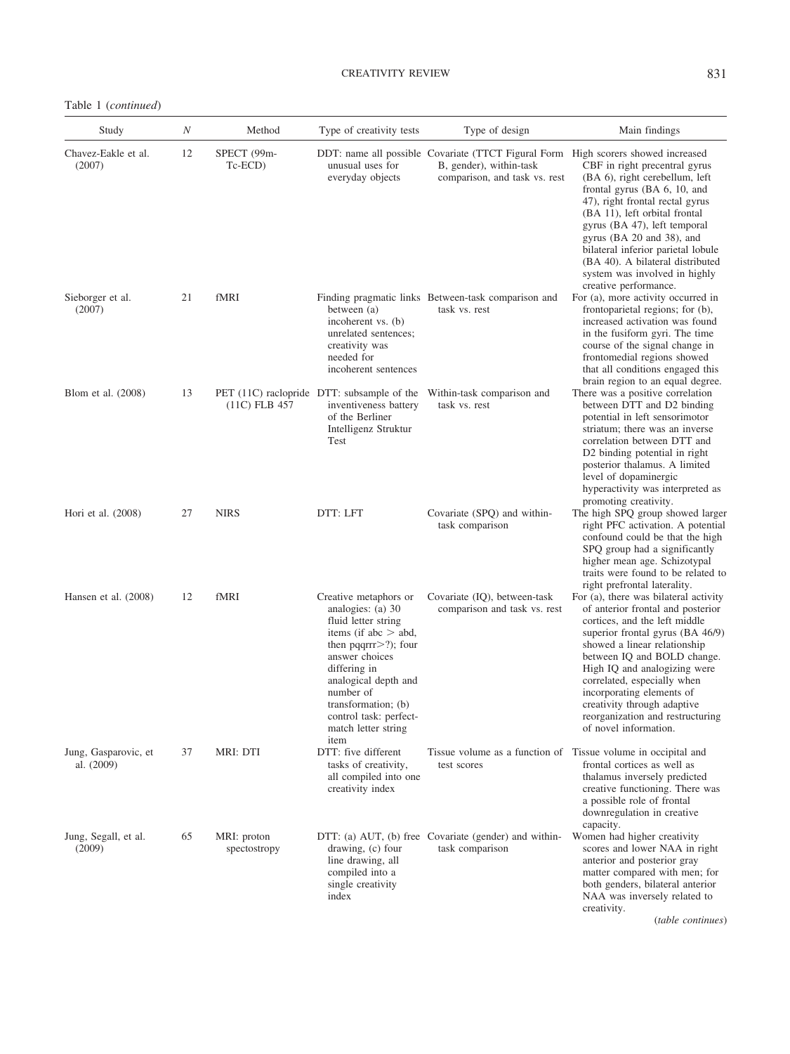Table 1 (*continued*)

| Study | *N* | Method | Type of creativity tests | Type of design | Main findings |
|---|---|---|---|---|---|
| Chavez-Eakle et al. (2007) | 12 | SPECT (99m-Tc-ECD) | DDT: name all possible unusual uses for everyday objects | Covariate (TTCT Figural Form B, gender), within-task comparison, and task vs. rest | High scorers showed increased CBF in right precentral gyrus (BA 6), right cerebellum, left frontal gyrus (BA 6, 10, and 47), right frontal rectal gyrus (BA 11), left orbital frontal gyrus (BA 47), left temporal gyrus (BA 20 and 38), and bilateral inferior parietal lobule (BA 40). A bilateral distributed system was involved in highly creative performance. |
| Sieborger et al. (2007) | 21 | fMRI | Finding pragmatic links between (a) incoherent vs. (b) unrelated sentences; creativity was needed for incoherent sentences | Between-task comparison and task vs. rest | For (a), more activity occurred in frontoparietal regions; for (b), increased activation was found in the fusiform gyri. The time course of the signal change in frontomedial regions showed that all conditions engaged this brain region to an equal degree. |
| Blom et al. (2008) | 13 | PET (11C) raclopride (11C) FLB 457 | DTT: subsample of the inventiveness battery of the Berliner Intelligenz Struktur Test | Within-task comparison and task vs. rest | There was a positive correlation between DTT and D2 binding potential in left sensorimotor striatum; there was an inverse correlation between DTT and D2 binding potential in right posterior thalamus. A limited level of dopaminergic hyperactivity was interpreted as promoting creativity. |
| Hori et al. (2008) | 27 | NIRS | DTT: LFT | Covariate (SPQ) and within-task comparison | The high SPQ group showed larger right PFC activation. A potential confound could be that the high SPQ group had a significantly higher mean age. Schizotypal traits were found to be related to right prefrontal laterality. |
| Hansen et al. (2008) | 12 | fMRI | Creative metaphors or analogies: (a) 30 fluid letter string items (if abc > abd, then pqqrrr>?); four answer choices differing in analogical depth and number of transformation; (b) control task: perfect-match letter string item | Covariate (IQ), between-task comparison and task vs. rest | For (a), there was bilateral activity of anterior frontal and posterior cortices, and the left middle superior frontal gyrus (BA 46/9) showed a linear relationship between IQ and BOLD change. High IQ and analogizing were correlated, especially when incorporating elements of creativity through adaptive reorganization and restructuring of novel information. |
| Jung, Gasparovic, et al. (2009) | 37 | MRI: DTI | DTT: five different tasks of creativity, all compiled into one creativity index | Tissue volume as a function of test scores | Tissue volume in occipital and frontal cortices as well as thalamus inversely predicted creative functioning. There was a possible role of frontal downregulation in creative capacity. |
| Jung, Segall, et al. (2009) | 65 | MRI: proton spectostropy | DTT: (a) AUT, (b) free drawing, (c) four line drawing, all compiled into a single creativity index | Covariate (gender) and within-task comparison | Women had higher creativity scores and lower NAA in right anterior and posterior gray matter compared with men; for both genders, bilateral anterior NAA was inversely related to creativity. |

(*table continues*)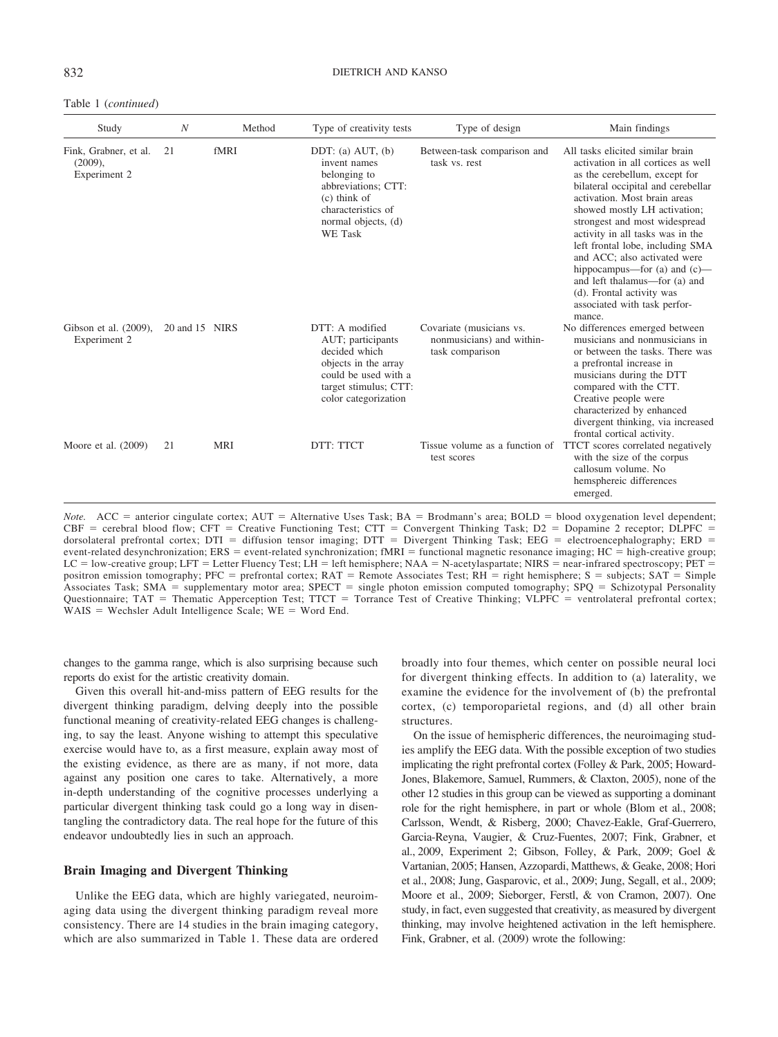Table 1 (*continued*)

| Study | *N* | Method | Type of creativity tests | Type of design | Main findings |
|---|---|---|---|---|---|
| Fink, Grabner, et al. (2009), Experiment 2 | 21 | fMRI | DDT: (a) AUT, (b) invent names belonging to abbreviations; CTT: (c) think of characteristics of normal objects, (d) WE Task | Between-task comparison and task vs. rest | All tasks elicited similar brain activation in all cortices as well as the cerebellum, except for bilateral occipital and cerebellar activation. Most brain areas showed mostly LH activation; strongest and most widespread activity in all tasks was in the left frontal lobe, including SMA and ACC; also activated were hippocampus—for (a) and (c)—and left thalamus—for (a) and (d). Frontal activity was associated with task performance. |
| Gibson et al. (2009), Experiment 2 | 20 and 15 | NIRS | DTT: A modified AUT; participants decided which objects in the array could be used with a target stimulus; CTT: color categorization | Covariate (musicians vs. nonmusicians) and within-task comparison | No differences emerged between musicians and nonmusicians in or between the tasks. There was a prefrontal increase in musicians during the DTT compared with the CTT. Creative people were characterized by enhanced divergent thinking, via increased frontal cortical activity. |
| Moore et al. (2009) | 21 | MRI | DTT: TTCT | Tissue volume as a function of test scores | TTCT scores correlated negatively with the size of the corpus callosum volume. No hemsphereic differences emerged. |

*Note.* ACC = anterior cingulate cortex; AUT = Alternative Uses Task; BA = Brodmann's area; BOLD = blood oxygenation level dependent; CBF = cerebral blood flow; CFT = Creative Functioning Test; CTT = Convergent Thinking Task; D2 = Dopamine 2 receptor; DLPFC = dorsolateral prefrontal cortex; DTI = diffusion tensor imaging; DTT = Divergent Thinking Task; EEG = electroencephalography; ERD = event-related desynchronization; ERS = event-related synchronization; fMRI = functional magnetic resonance imaging; HC = high-creative group; LC = low-creative group; LFT = Letter Fluency Test; LH = left hemisphere; NAA = N-acetylaspartate; NIRS = near-infrared spectroscopy; PET = positron emission tomography; PFC = prefrontal cortex; RAT = Remote Associates Test; RH = right hemisphere; S = subjects; SAT = Simple Associates Task; SMA = supplementary motor area; SPECT = single photon emission computed tomography; SPQ = Schizotypal Personality Questionnaire; TAT = Thematic Apperception Test; TTCT = Torrance Test of Creative Thinking; VLPFC = ventrolateral prefrontal cortex; WAIS = Wechsler Adult Intelligence Scale; WE = Word End.

changes to the gamma range, which is also surprising because such reports do exist for the artistic creativity domain.

Given this overall hit-and-miss pattern of EEG results for the divergent thinking paradigm, delving deeply into the possible functional meaning of creativity-related EEG changes is challenging, to say the least. Anyone wishing to attempt this speculative exercise would have to, as a first measure, explain away most of the existing evidence, as there are as many, if not more, data against any position one cares to take. Alternatively, a more in-depth understanding of the cognitive processes underlying a particular divergent thinking task could go a long way in disentangling the contradictory data. The real hope for the future of this endeavor undoubtedly lies in such an approach.

## Brain Imaging and Divergent Thinking

Unlike the EEG data, which are highly variegated, neuroimaging data using the divergent thinking paradigm reveal more consistency. There are 14 studies in the brain imaging category, which are also summarized in Table 1. These data are ordered broadly into four themes, which center on possible neural loci for divergent thinking effects. In addition to (a) laterality, we examine the evidence for the involvement of (b) the prefrontal cortex, (c) temporoparietal regions, and (d) all other brain structures.

On the issue of hemispheric differences, the neuroimaging studies amplify the EEG data. With the possible exception of two studies implicating the right prefrontal cortex (Folley & Park, 2005; Howard-Jones, Blakemore, Samuel, Rummers, & Claxton, 2005), none of the other 12 studies in this group can be viewed as supporting a dominant role for the right hemisphere, in part or whole (Blom et al., 2008; Carlsson, Wendt, & Risberg, 2000; Chavez-Eakle, Graf-Guerrero, Garcia-Reyna, Vaugier, & Cruz-Fuentes, 2007; Fink, Grabner, et al., 2009, Experiment 2; Gibson, Folley, & Park, 2009; Goel & Vartanian, 2005; Hansen, Azzopardi, Matthews, & Geake, 2008; Hori et al., 2008; Jung, Gasparovic, et al., 2009; Jung, Segall, et al., 2009; Moore et al., 2009; Sieborger, Ferstl, & von Cramon, 2007). One study, in fact, even suggested that creativity, as measured by divergent thinking, may involve heightened activation in the left hemisphere. Fink, Grabner, et al. (2009) wrote the following: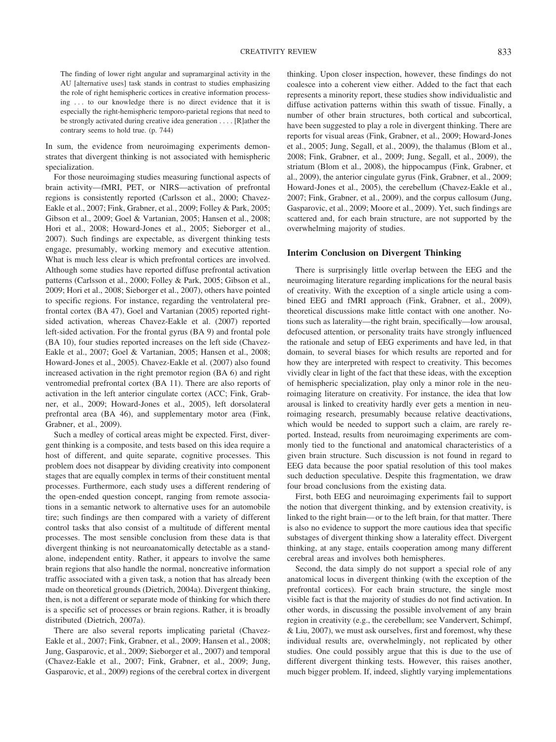> The finding of lower right angular and supramarginal activity in the AU [alternative uses] task stands in contrast to studies emphasizing the role of right hemispheric cortices in creative information processing . . . to our knowledge there is no direct evidence that it is especially the right-hemispheric temporo-parietal regions that need to be strongly activated during creative idea generation . . . . [R]ather the contrary seems to hold true. (p. 744)

In sum, the evidence from neuroimaging experiments demonstrates that divergent thinking is not associated with hemispheric specialization.

For those neuroimaging studies measuring functional aspects of brain activity—fMRI, PET, or NIRS—activation of prefrontal regions is consistently reported (Carlsson et al., 2000; Chavez-Eakle et al., 2007; Fink, Grabner, et al., 2009; Folley & Park, 2005; Gibson et al., 2009; Goel & Vartanian, 2005; Hansen et al., 2008; Hori et al., 2008; Howard-Jones et al., 2005; Sieborger et al., 2007). Such findings are expectable, as divergent thinking tests engage, presumably, working memory and executive attention. What is much less clear is which prefrontal cortices are involved. Although some studies have reported diffuse prefrontal activation patterns (Carlsson et al., 2000; Folley & Park, 2005; Gibson et al., 2009; Hori et al., 2008; Sieborger et al., 2007), others have pointed to specific regions. For instance, regarding the ventrolateral prefrontal cortex (BA 47), Goel and Vartanian (2005) reported right-sided activation, whereas Chavez-Eakle et al. (2007) reported left-sided activation. For the frontal gyrus (BA 9) and frontal pole (BA 10), four studies reported increases on the left side (Chavez-Eakle et al., 2007; Goel & Vartanian, 2005; Hansen et al., 2008; Howard-Jones et al., 2005). Chavez-Eakle et al. (2007) also found increased activation in the right premotor region (BA 6) and right ventromedial prefrontal cortex (BA 11). There are also reports of activation in the left anterior cingulate cortex (ACC; Fink, Grabner, et al., 2009; Howard-Jones et al., 2005), left dorsolateral prefrontal area (BA 46), and supplementary motor area (Fink, Grabner, et al., 2009).

Such a medley of cortical areas might be expected. First, divergent thinking is a composite, and tests based on this idea require a host of different, and quite separate, cognitive processes. This problem does not disappear by dividing creativity into component stages that are equally complex in terms of their constituent mental processes. Furthermore, each study uses a different rendering of the open-ended question concept, ranging from remote associations in a semantic network to alternative uses for an automobile tire; such findings are then compared with a variety of different control tasks that also consist of a multitude of different mental processes. The most sensible conclusion from these data is that divergent thinking is not neuroanatomically detectable as a standalone, independent entity. Rather, it appears to involve the same brain regions that also handle the normal, noncreative information traffic associated with a given task, a notion that has already been made on theoretical grounds (Dietrich, 2004a). Divergent thinking, then, is not a different or separate mode of thinking for which there is a specific set of processes or brain regions. Rather, it is broadly distributed (Dietrich, 2007a).

There are also several reports implicating parietal (Chavez-Eakle et al., 2007; Fink, Grabner, et al., 2009; Hansen et al., 2008; Jung, Gasparovic, et al., 2009; Sieborger et al., 2007) and temporal (Chavez-Eakle et al., 2007; Fink, Grabner, et al., 2009; Jung, Gasparovic, et al., 2009) regions of the cerebral cortex in divergent thinking. Upon closer inspection, however, these findings do not coalesce into a coherent view either. Added to the fact that each represents a minority report, these studies show individualistic and diffuse activation patterns within this swath of tissue. Finally, a number of other brain structures, both cortical and subcortical, have been suggested to play a role in divergent thinking. There are reports for visual areas (Fink, Grabner, et al., 2009; Howard-Jones et al., 2005; Jung, Segall, et al., 2009), the thalamus (Blom et al., 2008; Fink, Grabner, et al., 2009; Jung, Segall, et al., 2009), the striatum (Blom et al., 2008), the hippocampus (Fink, Grabner, et al., 2009), the anterior cingulate gyrus (Fink, Grabner, et al., 2009; Howard-Jones et al., 2005), the cerebellum (Chavez-Eakle et al., 2007; Fink, Grabner, et al., 2009), and the corpus callosum (Jung, Gasparovic, et al., 2009; Moore et al., 2009). Yet, such findings are scattered and, for each brain structure, are not supported by the overwhelming majority of studies.

## Interim Conclusion on Divergent Thinking

There is surprisingly little overlap between the EEG and the neuroimaging literature regarding implications for the neural basis of creativity. With the exception of a single article using a combined EEG and fMRI approach (Fink, Grabner, et al., 2009), theoretical discussions make little contact with one another. Notions such as laterality—the right brain, specifically—low arousal, defocused attention, or personality traits have strongly influenced the rationale and setup of EEG experiments and have led, in that domain, to several biases for which results are reported and for how they are interpreted with respect to creativity. This becomes vividly clear in light of the fact that these ideas, with the exception of hemispheric specialization, play only a minor role in the neuroimaging literature on creativity. For instance, the idea that low arousal is linked to creativity hardly ever gets a mention in neuroimaging research, presumably because relative deactivations, which would be needed to support such a claim, are rarely reported. Instead, results from neuroimaging experiments are commonly tied to the functional and anatomical characteristics of a given brain structure. Such discussion is not found in regard to EEG data because the poor spatial resolution of this tool makes such deduction speculative. Despite this fragmentation, we draw four broad conclusions from the existing data.

First, both EEG and neuroimaging experiments fail to support the notion that divergent thinking, and by extension creativity, is linked to the right brain—or to the left brain, for that matter. There is also no evidence to support the more cautious idea that specific substages of divergent thinking show a laterality effect. Divergent thinking, at any stage, entails cooperation among many different cerebral areas and involves both hemispheres.

Second, the data simply do not support a special role of any anatomical locus in divergent thinking (with the exception of the prefrontal cortices). For each brain structure, the single most visible fact is that the majority of studies do not find activation. In other words, in discussing the possible involvement of any brain region in creativity (e.g., the cerebellum; see Vandervert, Schimpf, & Liu, 2007), we must ask ourselves, first and foremost, why these individual results are, overwhelmingly, not replicated by other studies. One could possibly argue that this is due to the use of different divergent thinking tests. However, this raises another, much bigger problem. If, indeed, slightly varying implementations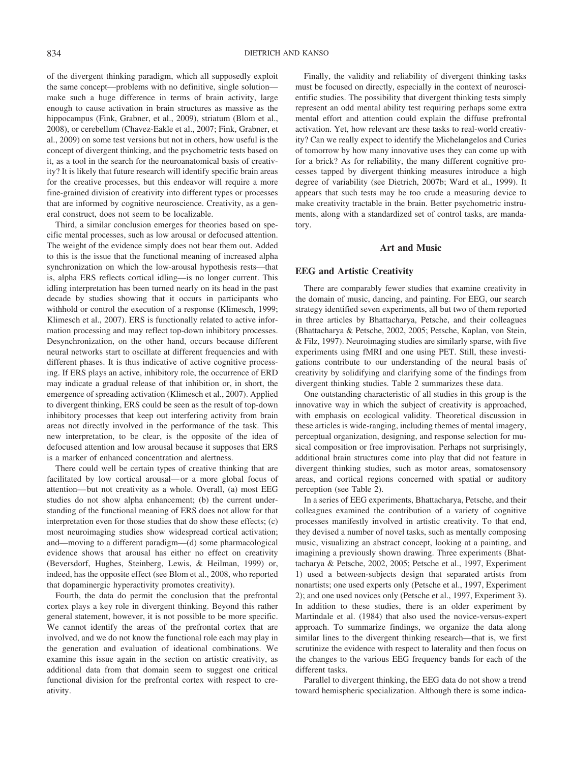of the divergent thinking paradigm, which all supposedly exploit the same concept—problems with no definitive, single solution—make such a huge difference in terms of brain activity, large enough to cause activation in brain structures as massive as the hippocampus (Fink, Grabner, et al., 2009), striatum (Blom et al., 2008), or cerebellum (Chavez-Eakle et al., 2007; Fink, Grabner, et al., 2009) on some test versions but not in others, how useful is the concept of divergent thinking, and the psychometric tests based on it, as a tool in the search for the neuroanatomical basis of creativity? It is likely that future research will identify specific brain areas for the creative processes, but this endeavor will require a more fine-grained division of creativity into different types or processes that are informed by cognitive neuroscience. Creativity, as a general construct, does not seem to be localizable.

Third, a similar conclusion emerges for theories based on specific mental processes, such as low arousal or defocused attention. The weight of the evidence simply does not bear them out. Added to this is the issue that the functional meaning of increased alpha synchronization on which the low-arousal hypothesis rests—that is, alpha ERS reflects cortical idling—is no longer current. This idling interpretation has been turned nearly on its head in the past decade by studies showing that it occurs in participants who withhold or control the execution of a response (Klimesch, 1999; Klimesch et al., 2007). ERS is functionally related to active information processing and may reflect top-down inhibitory processes. Desynchronization, on the other hand, occurs because different neural networks start to oscillate at different frequencies and with different phases. It is thus indicative of active cognitive processing. If ERS plays an active, inhibitory role, the occurrence of ERD may indicate a gradual release of that inhibition or, in short, the emergence of spreading activation (Klimesch et al., 2007). Applied to divergent thinking, ERS could be seen as the result of top-down inhibitory processes that keep out interfering activity from brain areas not directly involved in the performance of the task. This new interpretation, to be clear, is the opposite of the idea of defocused attention and low arousal because it supposes that ERS is a marker of enhanced concentration and alertness.

There could well be certain types of creative thinking that are facilitated by low cortical arousal—or a more global focus of attention—but not creativity as a whole. Overall, (a) most EEG studies do not show alpha enhancement; (b) the current understanding of the functional meaning of ERS does not allow for that interpretation even for those studies that do show these effects; (c) most neuroimaging studies show widespread cortical activation; and—moving to a different paradigm—(d) some pharmacological evidence shows that arousal has either no effect on creativity (Beversdorf, Hughes, Steinberg, Lewis, & Heilman, 1999) or, indeed, has the opposite effect (see Blom et al., 2008, who reported that dopaminergic hyperactivity promotes creativity).

Fourth, the data do permit the conclusion that the prefrontal cortex plays a key role in divergent thinking. Beyond this rather general statement, however, it is not possible to be more specific. We cannot identify the areas of the prefrontal cortex that are involved, and we do not know the functional role each may play in the generation and evaluation of ideational combinations. We examine this issue again in the section on artistic creativity, as additional data from that domain seem to suggest one critical functional division for the prefrontal cortex with respect to creativity.

Finally, the validity and reliability of divergent thinking tasks must be focused on directly, especially in the context of neuroscientific studies. The possibility that divergent thinking tests simply represent an odd mental ability test requiring perhaps some extra mental effort and attention could explain the diffuse prefrontal activation. Yet, how relevant are these tasks to real-world creativity? Can we really expect to identify the Michelangelos and Curies of tomorrow by how many innovative uses they can come up with for a brick? As for reliability, the many different cognitive processes tapped by divergent thinking measures introduce a high degree of variability (see Dietrich, 2007b; Ward et al., 1999). It appears that such tests may be too crude a measuring device to make creativity tractable in the brain. Better psychometric instruments, along with a standardized set of control tasks, are mandatory.

## Art and Music

### EEG and Artistic Creativity

There are comparably fewer studies that examine creativity in the domain of music, dancing, and painting. For EEG, our search strategy identified seven experiments, all but two of them reported in three articles by Bhattacharya, Petsche, and their colleagues (Bhattacharya & Petsche, 2002, 2005; Petsche, Kaplan, von Stein, & Filz, 1997). Neuroimaging studies are similarly sparse, with five experiments using fMRI and one using PET. Still, these investigations contribute to our understanding of the neural basis of creativity by solidifying and clarifying some of the findings from divergent thinking studies. Table 2 summarizes these data.

One outstanding characteristic of all studies in this group is the innovative way in which the subject of creativity is approached, with emphasis on ecological validity. Theoretical discussion in these articles is wide-ranging, including themes of mental imagery, perceptual organization, designing, and response selection for musical composition or free improvisation. Perhaps not surprisingly, additional brain structures come into play that did not feature in divergent thinking studies, such as motor areas, somatosensory areas, and cortical regions concerned with spatial or auditory perception (see Table 2).

In a series of EEG experiments, Bhattacharya, Petsche, and their colleagues examined the contribution of a variety of cognitive processes manifestly involved in artistic creativity. To that end, they devised a number of novel tasks, such as mentally composing music, visualizing an abstract concept, looking at a painting, and imagining a previously shown drawing. Three experiments (Bhattacharya & Petsche, 2002, 2005; Petsche et al., 1997, Experiment 1) used a between-subjects design that separated artists from nonartists; one used experts only (Petsche et al., 1997, Experiment 2); and one used novices only (Petsche et al., 1997, Experiment 3). In addition to these studies, there is an older experiment by Martindale et al. (1984) that also used the novice-versus-expert approach. To summarize findings, we organize the data along similar lines to the divergent thinking research—that is, we first scrutinize the evidence with respect to laterality and then focus on the changes to the various EEG frequency bands for each of the different tasks.

Parallel to divergent thinking, the EEG data do not show a trend toward hemispheric specialization. Although there is some indica-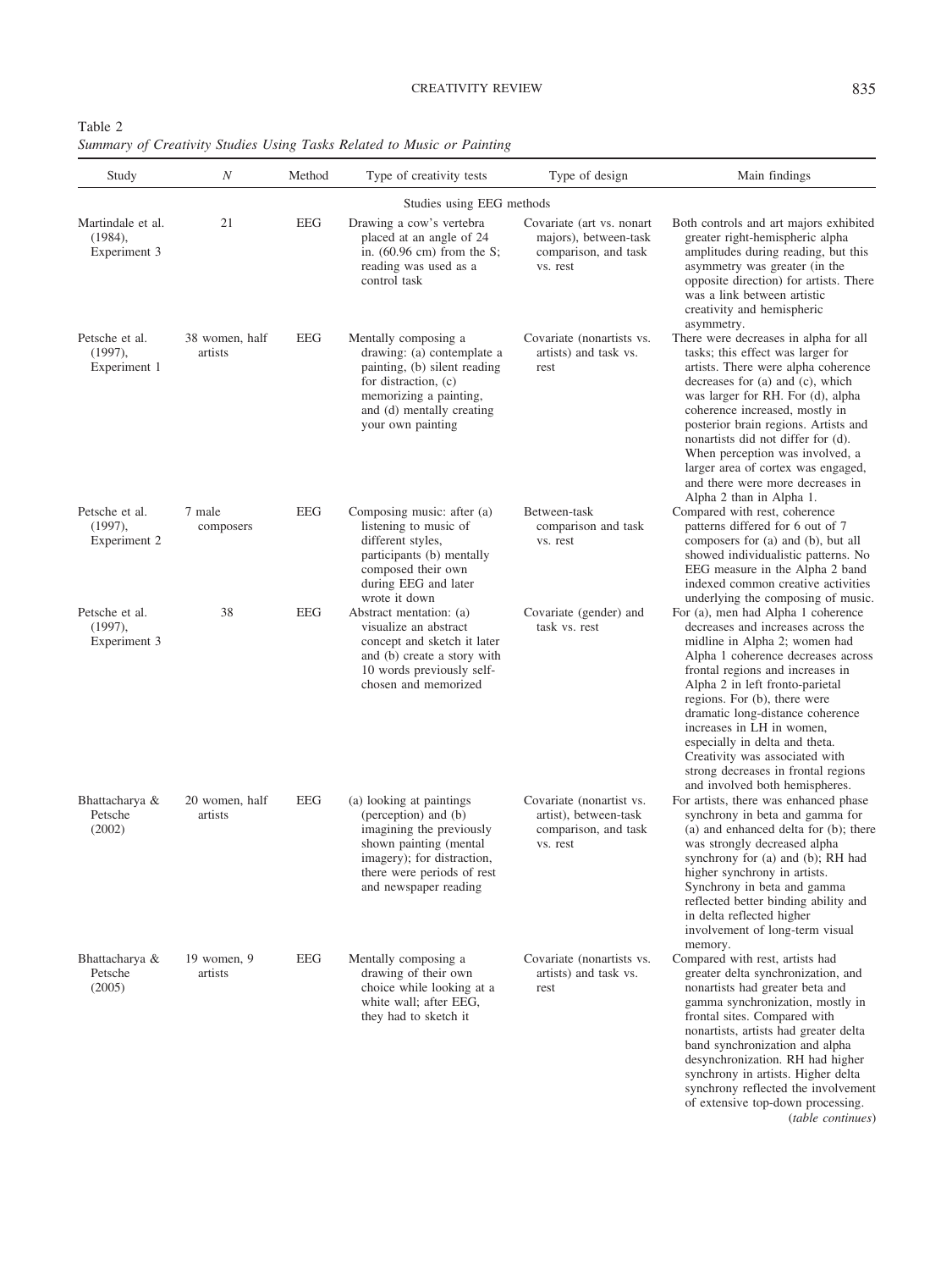Table 2
*Summary of Creativity Studies Using Tasks Related to Music or Painting*

| Study | *N* | Method | Type of creativity tests | Type of design | Main findings |
|---|---|---|---|---|---|
| | | | Studies using EEG methods | | |
| Martindale et al. (1984), Experiment 3 | 21 | EEG | Drawing a cow's vertebra placed at an angle of 24 in. (60.96 cm) from the S; reading was used as a control task | Covariate (art vs. nonart majors), between-task comparison, and task vs. rest | Both controls and art majors exhibited greater right-hemispheric alpha amplitudes during reading, but this asymmetry was greater (in the opposite direction) for artists. There was a link between artistic creativity and hemispheric asymmetry. |
| Petsche et al. (1997), Experiment 1 | 38 women, half artists | EEG | Mentally composing a drawing: (a) contemplate a painting, (b) silent reading for distraction, (c) memorizing a painting, and (d) mentally creating your own painting | Covariate (nonartists vs. artists) and task vs. rest | There were decreases in alpha for all tasks; this effect was larger for artists. There were alpha coherence decreases for (a) and (c), which was larger for RH. For (d), alpha coherence increased, mostly in posterior brain regions. Artists and nonartists did not differ for (d). When perception was involved, a larger area of cortex was engaged, and there were more decreases in Alpha 2 than in Alpha 1. |
| Petsche et al. (1997), Experiment 2 | 7 male composers | EEG | Composing music: after (a) listening to music of different styles, participants (b) mentally composed their own during EEG and later wrote it down | Between-task comparison and task vs. rest | Compared with rest, coherence patterns differed for 6 out of 7 composers for (a) and (b), but all showed individualistic patterns. No EEG measure in the Alpha 2 band indexed common creative activities underlying the composing of music. |
| Petsche et al. (1997), Experiment 3 | 38 | EEG | Abstract mentation: (a) visualize an abstract concept and sketch it later and (b) create a story with 10 words previously self-chosen and memorized | Covariate (gender) and task vs. rest | For (a), men had Alpha 1 coherence decreases and increases across the midline in Alpha 2; women had Alpha 1 coherence decreases across frontal regions and increases in Alpha 2 in left fronto-parietal regions. For (b), there were dramatic long-distance coherence increases in LH in women, especially in delta and theta. Creativity was associated with strong decreases in frontal regions and involved both hemispheres. |
| Bhattacharya & Petsche (2002) | 20 women, half artists | EEG | (a) looking at paintings (perception) and (b) imagining the previously shown painting (mental imagery); for distraction, there were periods of rest and newspaper reading | Covariate (nonartist vs. artist), between-task comparison, and task vs. rest | For artists, there was enhanced phase synchrony in beta and gamma for (a) and enhanced delta for (b); there was strongly decreased alpha synchrony for (a) and (b); RH had higher synchrony in artists. Synchrony in beta and gamma reflected better binding ability and in delta reflected higher involvement of long-term visual memory. |
| Bhattacharya & Petsche (2005) | 19 women, 9 artists | EEG | Mentally composing a drawing of their own choice while looking at a white wall; after EEG, they had to sketch it | Covariate (nonartists vs. artists) and task vs. rest | Compared with rest, artists had greater delta synchronization, and nonartists had greater beta and gamma synchronization, mostly in frontal sites. Compared with nonartists, artists had greater delta band synchronization and alpha desynchronization. RH had higher synchrony in artists. Higher delta synchrony reflected the involvement of extensive top-down processing. |

(*table continues*)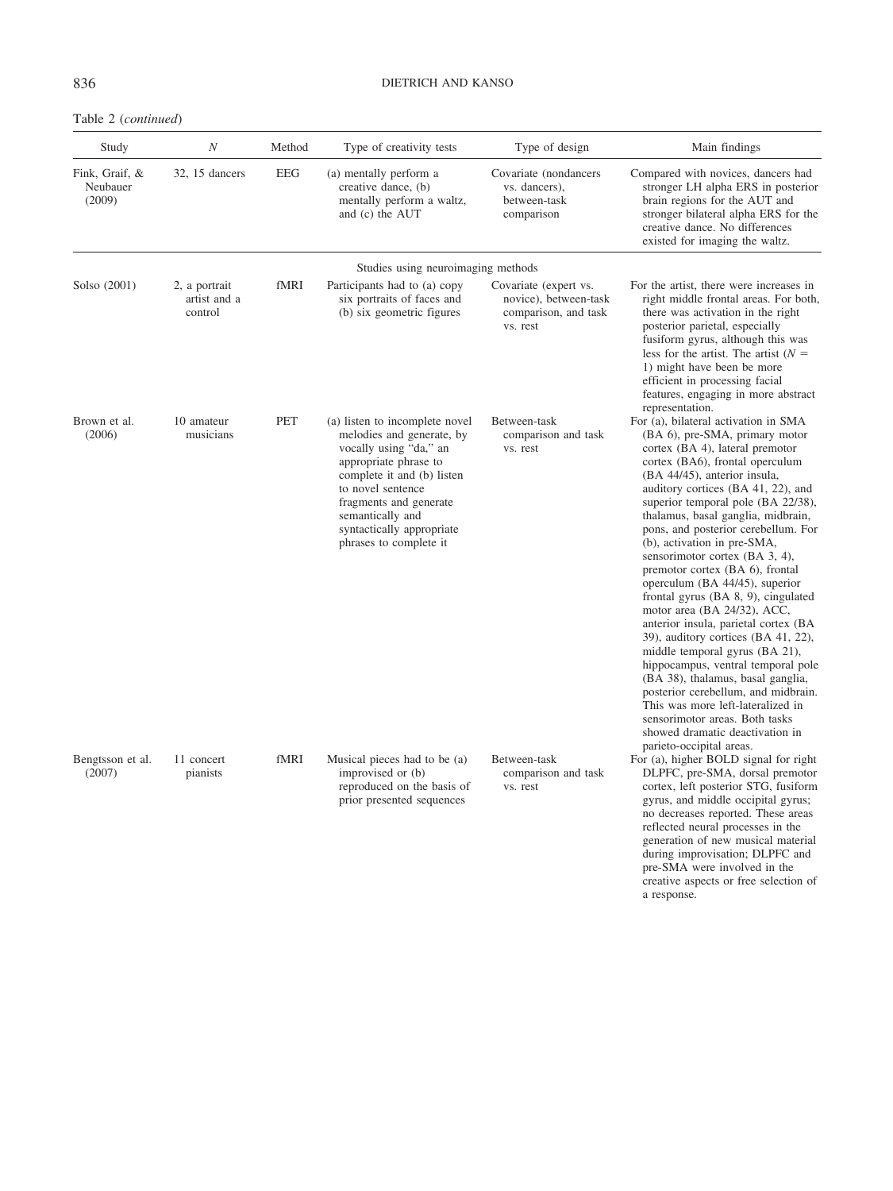Table 2 (*continued*)

| Study | *N* | Method | Type of creativity tests | Type of design | Main findings |
|---|---|---|---|---|---|
| Fink, Graif, & Neubauer (2009) | 32, 15 dancers | EEG | (a) mentally perform a creative dance, (b) mentally perform a waltz, and (c) the AUT | Covariate (nondancers vs. dancers), between-task comparison | Compared with novices, dancers had stronger LH alpha ERS in posterior brain regions for the AUT and stronger bilateral alpha ERS for the creative dance. No differences existed for imaging the waltz. |
| | | | Studies using neuroimaging methods | | |
| Solso (2001) | 2, a portrait artist and a control | fMRI | Participants had to (a) copy six portraits of faces and (b) six geometric figures | Covariate (expert vs. novice), between-task comparison, and task vs. rest | For the artist, there were increases in right middle frontal areas. For both, there was activation in the right posterior parietal, especially fusiform gyrus, although this was less for the artist. The artist ($N$ = 1) might have been be more efficient in processing facial features, engaging in more abstract representation. |
| Brown et al. (2006) | 10 amateur musicians | PET | (a) listen to incomplete novel melodies and generate, by vocally using "da," an appropriate phrase to complete it and (b) listen to novel sentence fragments and generate semantically and syntactically appropriate phrases to complete it | Between-task comparison and task vs. rest | For (a), bilateral activation in SMA (BA 6), pre-SMA, primary motor cortex (BA 4), lateral premotor cortex (BA6), frontal operculum (BA 44/45), anterior insula, auditory cortices (BA 41, 22), and superior temporal pole (BA 22/38), thalamus, basal ganglia, midbrain, pons, and posterior cerebellum. For (b), activation in pre-SMA, sensorimotor cortex (BA 3, 4), premotor cortex (BA 6), frontal operculum (BA 44/45), superior frontal gyrus (BA 8, 9), cingulated motor area (BA 24/32), ACC, anterior insula, parietal cortex (BA 39), auditory cortices (BA 41, 22), middle temporal gyrus (BA 21), hippocampus, ventral temporal pole (BA 38), thalamus, basal ganglia, posterior cerebellum, and midbrain. This was more left-lateralized in sensorimotor areas. Both tasks showed dramatic deactivation in parieto-occipital areas. |
| Bengtsson et al. (2007) | 11 concert pianists | fMRI | Musical pieces had to be (a) improvised or (b) reproduced on the basis of prior presented sequences | Between-task comparison and task vs. rest | For (a), higher BOLD signal for right DLPFC, pre-SMA, dorsal premotor cortex, left posterior STG, fusiform gyrus, and middle occipital gyrus; no decreases reported. These areas reflected neural processes in the generation of new musical material during improvisation; DLPFC and pre-SMA were involved in the creative aspects or free selection of a response. |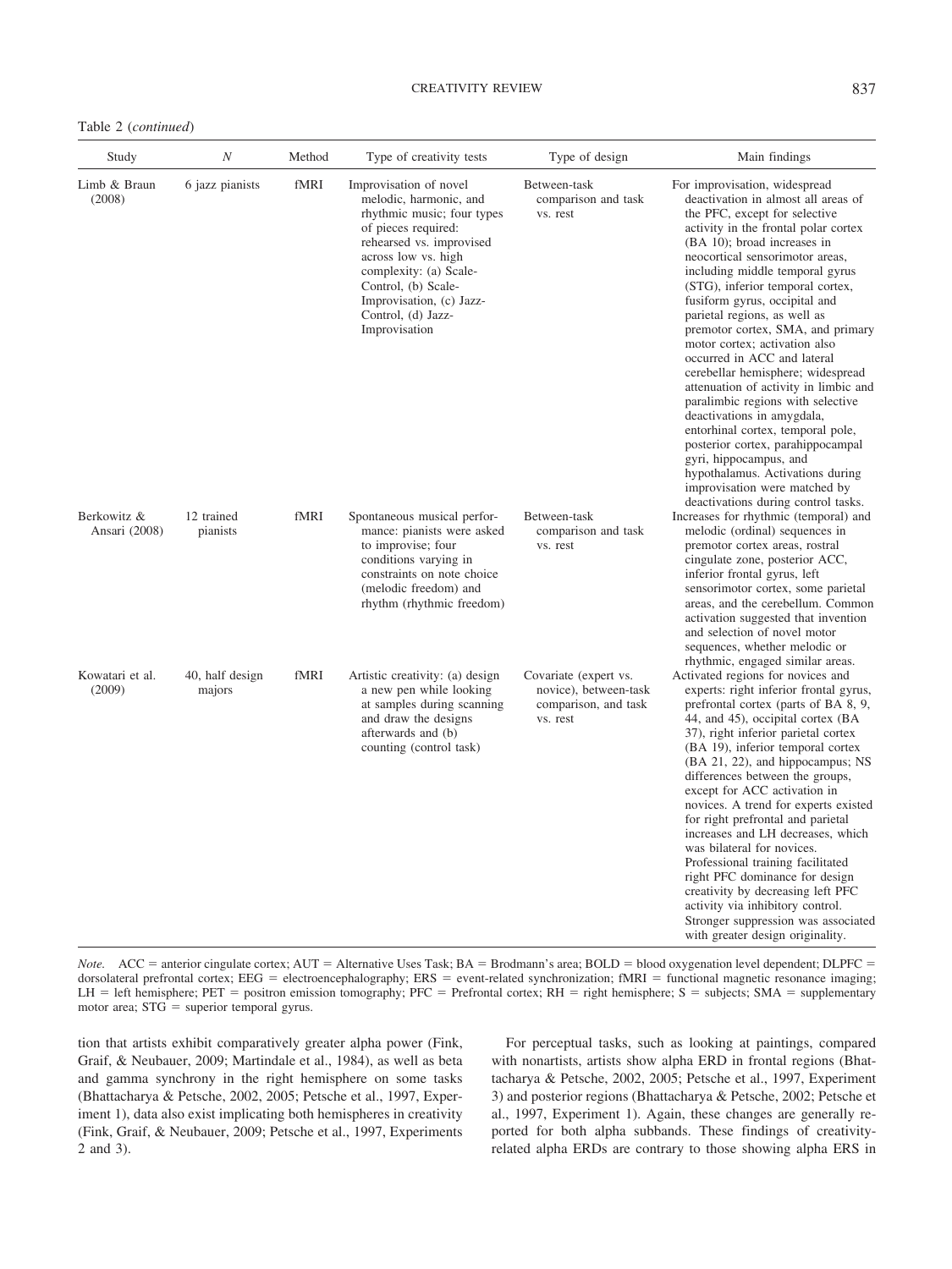Table 2 (*continued*)

| Study | *N* | Method | Type of creativity tests | Type of design | Main findings |
|---|---|---|---|---|---|
| Limb & Braun (2008) | 6 jazz pianists | fMRI | Improvisation of novel melodic, harmonic, and rhythmic music; four types of pieces required: rehearsed vs. improvised across low vs. high complexity: (a) Scale-Control, (b) Scale-Improvisation, (c) Jazz-Control, (d) Jazz-Improvisation | Between-task comparison and task vs. rest | For improvisation, widespread deactivation in almost all areas of the PFC, except for selective activity in the frontal polar cortex (BA 10); broad increases in neocortical sensorimotor areas, including middle temporal gyrus (STG), inferior temporal cortex, fusiform gyrus, occipital and parietal regions, as well as premotor cortex, SMA, and primary motor cortex; activation also occurred in ACC and lateral cerebellar hemisphere; widespread attenuation of activity in limbic and paralimbic regions with selective deactivations in amygdala, entorhinal cortex, temporal pole, posterior cortex, parahippocampal gyri, hippocampus, and hypothalamus. Activations during improvisation were matched by deactivations during control tasks. |
| Berkowitz & Ansari (2008) | 12 trained pianists | fMRI | Spontaneous musical performance: pianists were asked to improvise; four conditions varying in constraints on note choice (melodic freedom) and rhythm (rhythmic freedom) | Between-task comparison and task vs. rest | Increases for rhythmic (temporal) and melodic (ordinal) sequences in premotor cortex areas, rostral cingulate zone, posterior ACC, inferior frontal gyrus, left sensorimotor cortex, some parietal areas, and the cerebellum. Common activation suggested that invention and selection of novel motor sequences, whether melodic or rhythmic, engaged similar areas. |
| Kowatari et al. (2009) | 40, half design majors | fMRI | Artistic creativity: (a) design a new pen while looking at samples during scanning and draw the designs afterwards and (b) counting (control task) | Covariate (expert vs. novice), between-task comparison, and task vs. rest | Activated regions for novices and experts: right inferior frontal gyrus, prefrontal cortex (parts of BA 8, 9, 44, and 45), occipital cortex (BA 37), right inferior parietal cortex (BA 19), inferior temporal cortex (BA 21, 22), and hippocampus; NS differences between the groups, except for ACC activation in novices. A trend for experts existed for right prefrontal and parietal increases and LH decreases, which was bilateral for novices. Professional training facilitated right PFC dominance for design creativity by decreasing left PFC activity via inhibitory control. Stronger suppression was associated with greater design originality. |

*Note.* ACC = anterior cingulate cortex; AUT = Alternative Uses Task; BA = Brodmann's area; BOLD = blood oxygenation level dependent; DLPFC = dorsolateral prefrontal cortex; EEG = electroencephalography; ERS = event-related synchronization; fMRI = functional magnetic resonance imaging; LH = left hemisphere; PET = positron emission tomography; PFC = Prefrontal cortex; RH = right hemisphere; S = subjects; SMA = supplementary motor area; STG = superior temporal gyrus.

tion that artists exhibit comparatively greater alpha power (Fink, Graif, & Neubauer, 2009; Martindale et al., 1984), as well as beta and gamma synchrony in the right hemisphere on some tasks (Bhattacharya & Petsche, 2002, 2005; Petsche et al., 1997, Experiment 1), data also exist implicating both hemispheres in creativity (Fink, Graif, & Neubauer, 2009; Petsche et al., 1997, Experiments 2 and 3).

For perceptual tasks, such as looking at paintings, compared with nonartists, artists show alpha ERD in frontal regions (Bhattacharya & Petsche, 2002, 2005; Petsche et al., 1997, Experiment 3) and posterior regions (Bhattacharya & Petsche, 2002; Petsche et al., 1997, Experiment 1). Again, these changes are generally reported for both alpha subbands. These findings of creativity-related alpha ERDs are contrary to those showing alpha ERS in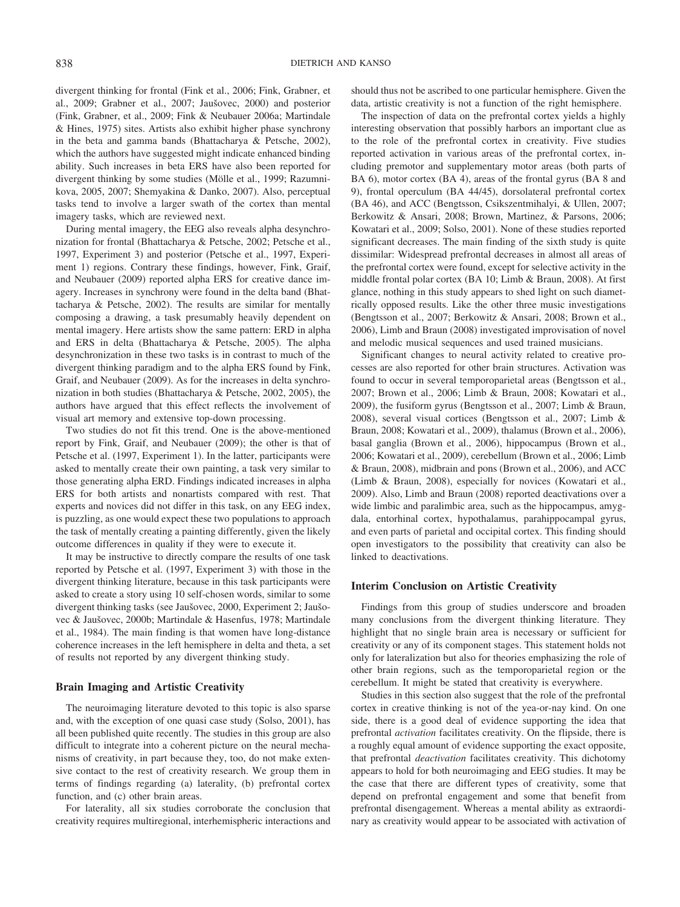divergent thinking for frontal (Fink et al., 2006; Fink, Grabner, et al., 2009; Grabner et al., 2007; Jaušovec, 2000) and posterior (Fink, Grabner, et al., 2009; Fink & Neubauer 2006a; Martindale & Hines, 1975) sites. Artists also exhibit higher phase synchrony in the beta and gamma bands (Bhattacharya & Petsche, 2002), which the authors have suggested might indicate enhanced binding ability. Such increases in beta ERS have also been reported for divergent thinking by some studies (Mölle et al., 1999; Razumnikova, 2005, 2007; Shemyakina & Danko, 2007). Also, perceptual tasks tend to involve a larger swath of the cortex than mental imagery tasks, which are reviewed next.

During mental imagery, the EEG also reveals alpha desynchronization for frontal (Bhattacharya & Petsche, 2002; Petsche et al., 1997, Experiment 3) and posterior (Petsche et al., 1997, Experiment 1) regions. Contrary these findings, however, Fink, Graif, and Neubauer (2009) reported alpha ERS for creative dance imagery. Increases in synchrony were found in the delta band (Bhattacharya & Petsche, 2002). The results are similar for mentally composing a drawing, a task presumably heavily dependent on mental imagery. Here artists show the same pattern: ERD in alpha and ERS in delta (Bhattacharya & Petsche, 2005). The alpha desynchronization in these two tasks is in contrast to much of the divergent thinking paradigm and to the alpha ERS found by Fink, Graif, and Neubauer (2009). As for the increases in delta synchronization in both studies (Bhattacharya & Petsche, 2002, 2005), the authors have argued that this effect reflects the involvement of visual art memory and extensive top-down processing.

Two studies do not fit this trend. One is the above-mentioned report by Fink, Graif, and Neubauer (2009); the other is that of Petsche et al. (1997, Experiment 1). In the latter, participants were asked to mentally create their own painting, a task very similar to those generating alpha ERD. Findings indicated increases in alpha ERS for both artists and nonartists compared with rest. That experts and novices did not differ in this task, on any EEG index, is puzzling, as one would expect these two populations to approach the task of mentally creating a painting differently, given the likely outcome differences in quality if they were to execute it.

It may be instructive to directly compare the results of one task reported by Petsche et al. (1997, Experiment 3) with those in the divergent thinking literature, because in this task participants were asked to create a story using 10 self-chosen words, similar to some divergent thinking tasks (see Jaušovec, 2000, Experiment 2; Jaušovec & Jaušovec, 2000b; Martindale & Hasenfus, 1978; Martindale et al., 1984). The main finding is that women have long-distance coherence increases in the left hemisphere in delta and theta, a set of results not reported by any divergent thinking study.

### Brain Imaging and Artistic Creativity

The neuroimaging literature devoted to this topic is also sparse and, with the exception of one quasi case study (Solso, 2001), has all been published quite recently. The studies in this group are also difficult to integrate into a coherent picture on the neural mechanisms of creativity, in part because they, too, do not make extensive contact to the rest of creativity research. We group them in terms of findings regarding (a) laterality, (b) prefrontal cortex function, and (c) other brain areas.

For laterality, all six studies corroborate the conclusion that creativity requires multiregional, interhemispheric interactions and should thus not be ascribed to one particular hemisphere. Given the data, artistic creativity is not a function of the right hemisphere.

The inspection of data on the prefrontal cortex yields a highly interesting observation that possibly harbors an important clue as to the role of the prefrontal cortex in creativity. Five studies reported activation in various areas of the prefrontal cortex, including premotor and supplementary motor areas (both parts of BA 6), motor cortex (BA 4), areas of the frontal gyrus (BA 8 and 9), frontal operculum (BA 44/45), dorsolateral prefrontal cortex (BA 46), and ACC (Bengtsson, Csikszentmihalyi, & Ullen, 2007; Berkowitz & Ansari, 2008; Brown, Martinez, & Parsons, 2006; Kowatari et al., 2009; Solso, 2001). None of these studies reported significant decreases. The main finding of the sixth study is quite dissimilar: Widespread prefrontal decreases in almost all areas of the prefrontal cortex were found, except for selective activity in the middle frontal polar cortex (BA 10; Limb & Braun, 2008). At first glance, nothing in this study appears to shed light on such diametrically opposed results. Like the other three music investigations (Bengtsson et al., 2007; Berkowitz & Ansari, 2008; Brown et al., 2006), Limb and Braun (2008) investigated improvisation of novel and melodic musical sequences and used trained musicians.

Significant changes to neural activity related to creative processes are also reported for other brain structures. Activation was found to occur in several temporoparietal areas (Bengtsson et al., 2007; Brown et al., 2006; Limb & Braun, 2008; Kowatari et al., 2009), the fusiform gyrus (Bengtsson et al., 2007; Limb & Braun, 2008), several visual cortices (Bengtsson et al., 2007; Limb & Braun, 2008; Kowatari et al., 2009), thalamus (Brown et al., 2006), basal ganglia (Brown et al., 2006), hippocampus (Brown et al., 2006; Kowatari et al., 2009), cerebellum (Brown et al., 2006; Limb & Braun, 2008), midbrain and pons (Brown et al., 2006), and ACC (Limb & Braun, 2008), especially for novices (Kowatari et al., 2009). Also, Limb and Braun (2008) reported deactivations over a wide limbic and paralimbic area, such as the hippocampus, amygdala, entorhinal cortex, hypothalamus, parahippocampal gyrus, and even parts of parietal and occipital cortex. This finding should open investigators to the possibility that creativity can also be linked to deactivations.

### Interim Conclusion on Artistic Creativity

Findings from this group of studies underscore and broaden many conclusions from the divergent thinking literature. They highlight that no single brain area is necessary or sufficient for creativity or any of its component stages. This statement holds not only for lateralization but also for theories emphasizing the role of other brain regions, such as the temporoparietal region or the cerebellum. It might be stated that creativity is everywhere.

Studies in this section also suggest that the role of the prefrontal cortex in creative thinking is not of the yea-or-nay kind. On one side, there is a good deal of evidence supporting the idea that prefrontal *activation* facilitates creativity. On the flipside, there is a roughly equal amount of evidence supporting the exact opposite, that prefrontal *deactivation* facilitates creativity. This dichotomy appears to hold for both neuroimaging and EEG studies. It may be the case that there are different types of creativity, some that depend on prefrontal engagement and some that benefit from prefrontal disengagement. Whereas a mental ability as extraordinary as creativity would appear to be associated with activation of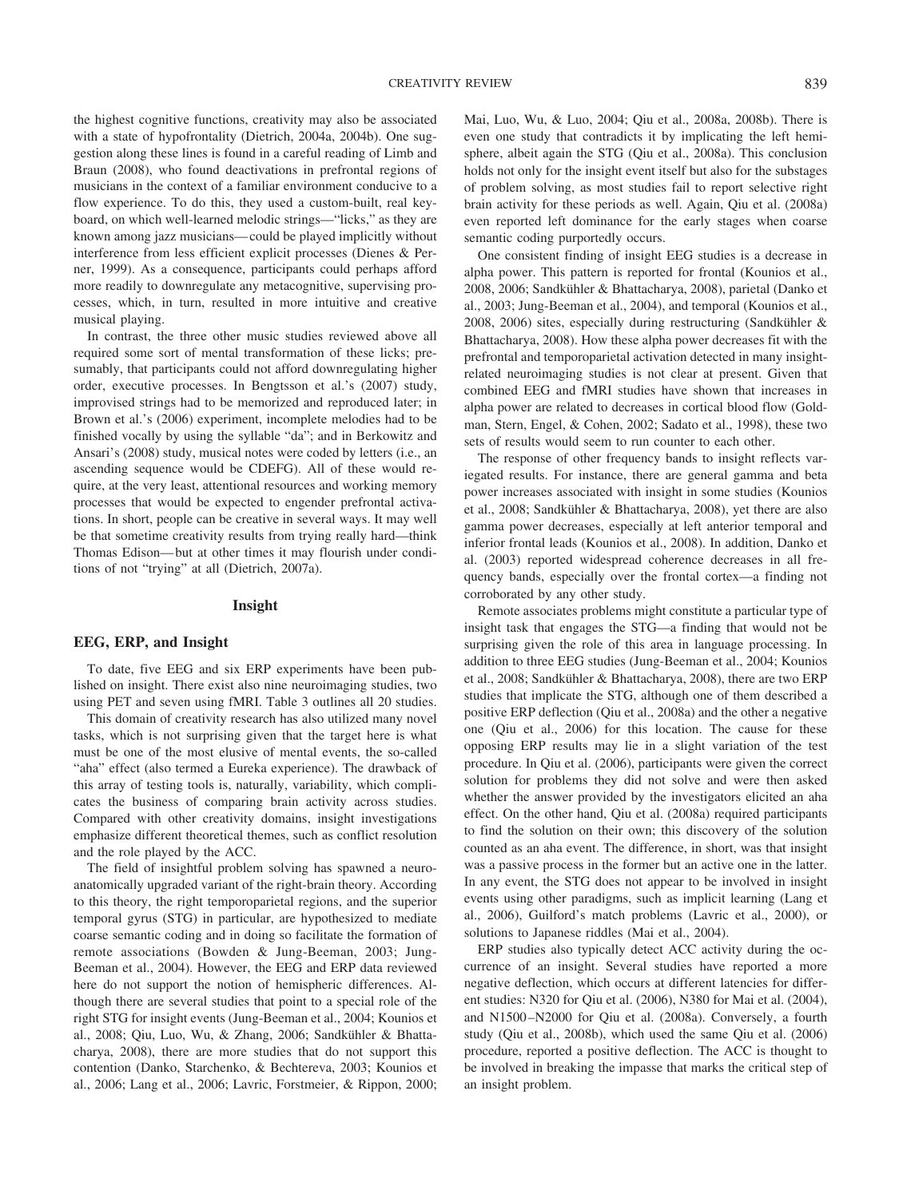the highest cognitive functions, creativity may also be associated with a state of hypofrontality (Dietrich, 2004a, 2004b). One suggestion along these lines is found in a careful reading of Limb and Braun (2008), who found deactivations in prefrontal regions of musicians in the context of a familiar environment conducive to a flow experience. To do this, they used a custom-built, real keyboard, on which well-learned melodic strings—"licks," as they are known among jazz musicians—could be played implicitly without interference from less efficient explicit processes (Dienes & Perner, 1999). As a consequence, participants could perhaps afford more readily to downregulate any metacognitive, supervising processes, which, in turn, resulted in more intuitive and creative musical playing.

In contrast, the three other music studies reviewed above all required some sort of mental transformation of these licks; presumably, that participants could not afford downregulating higher order, executive processes. In Bengtsson et al.'s (2007) study, improvised strings had to be memorized and reproduced later; in Brown et al.'s (2006) experiment, incomplete melodies had to be finished vocally by using the syllable "da"; and in Berkowitz and Ansari's (2008) study, musical notes were coded by letters (i.e., an ascending sequence would be CDEFG). All of these would require, at the very least, attentional resources and working memory processes that would be expected to engender prefrontal activations. In short, people can be creative in several ways. It may well be that sometime creativity results from trying really hard—think Thomas Edison—but at other times it may flourish under conditions of not "trying" at all (Dietrich, 2007a).

## Insight

### EEG, ERP, and Insight

To date, five EEG and six ERP experiments have been published on insight. There exist also nine neuroimaging studies, two using PET and seven using fMRI. Table 3 outlines all 20 studies.

This domain of creativity research has also utilized many novel tasks, which is not surprising given that the target here is what must be one of the most elusive of mental events, the so-called "aha" effect (also termed a Eureka experience). The drawback of this array of testing tools is, naturally, variability, which complicates the business of comparing brain activity across studies. Compared with other creativity domains, insight investigations emphasize different theoretical themes, such as conflict resolution and the role played by the ACC.

The field of insightful problem solving has spawned a neuroanatomically upgraded variant of the right-brain theory. According to this theory, the right temporoparietal regions, and the superior temporal gyrus (STG) in particular, are hypothesized to mediate coarse semantic coding and in doing so facilitate the formation of remote associations (Bowden & Jung-Beeman, 2003; Jung-Beeman et al., 2004). However, the EEG and ERP data reviewed here do not support the notion of hemispheric differences. Although there are several studies that point to a special role of the right STG for insight events (Jung-Beeman et al., 2004; Kounios et al., 2008; Qiu, Luo, Wu, & Zhang, 2006; Sandkühler & Bhattacharya, 2008), there are more studies that do not support this contention (Danko, Starchenko, & Bechtereva, 2003; Kounios et al., 2006; Lang et al., 2006; Lavric, Forstmeier, & Rippon, 2000; Mai, Luo, Wu, & Luo, 2004; Qiu et al., 2008a, 2008b). There is even one study that contradicts it by implicating the left hemisphere, albeit again the STG (Qiu et al., 2008a). This conclusion holds not only for the insight event itself but also for the substages of problem solving, as most studies fail to report selective right brain activity for these periods as well. Again, Qiu et al. (2008a) even reported left dominance for the early stages when coarse semantic coding purportedly occurs.

One consistent finding of insight EEG studies is a decrease in alpha power. This pattern is reported for frontal (Kounios et al., 2008, 2006; Sandkühler & Bhattacharya, 2008), parietal (Danko et al., 2003; Jung-Beeman et al., 2004), and temporal (Kounios et al., 2008, 2006) sites, especially during restructuring (Sandkühler & Bhattacharya, 2008). How these alpha power decreases fit with the prefrontal and temporoparietal activation detected in many insight-related neuroimaging studies is not clear at present. Given that combined EEG and fMRI studies have shown that increases in alpha power are related to decreases in cortical blood flow (Goldman, Stern, Engel, & Cohen, 2002; Sadato et al., 1998), these two sets of results would seem to run counter to each other.

The response of other frequency bands to insight reflects variegated results. For instance, there are general gamma and beta power increases associated with insight in some studies (Kounios et al., 2008; Sandkühler & Bhattacharya, 2008), yet there are also gamma power decreases, especially at left anterior temporal and inferior frontal leads (Kounios et al., 2008). In addition, Danko et al. (2003) reported widespread coherence decreases in all frequency bands, especially over the frontal cortex—a finding not corroborated by any other study.

Remote associates problems might constitute a particular type of insight task that engages the STG—a finding that would not be surprising given the role of this area in language processing. In addition to three EEG studies (Jung-Beeman et al., 2004; Kounios et al., 2008; Sandkühler & Bhattacharya, 2008), there are two ERP studies that implicate the STG, although one of them described a positive ERP deflection (Qiu et al., 2008a) and the other a negative one (Qiu et al., 2006) for this location. The cause for these opposing ERP results may lie in a slight variation of the test procedure. In Qiu et al. (2006), participants were given the correct solution for problems they did not solve and were then asked whether the answer provided by the investigators elicited an aha effect. On the other hand, Qiu et al. (2008a) required participants to find the solution on their own; this discovery of the solution counted as an aha event. The difference, in short, was that insight was a passive process in the former but an active one in the latter. In any event, the STG does not appear to be involved in insight events using other paradigms, such as implicit learning (Lang et al., 2006), Guilford's match problems (Lavric et al., 2000), or solutions to Japanese riddles (Mai et al., 2004).

ERP studies also typically detect ACC activity during the occurrence of an insight. Several studies have reported a more negative deflection, which occurs at different latencies for different studies: N320 for Qiu et al. (2006), N380 for Mai et al. (2004), and N1500–N2000 for Qiu et al. (2008a). Conversely, a fourth study (Qiu et al., 2008b), which used the same Qiu et al. (2006) procedure, reported a positive deflection. The ACC is thought to be involved in breaking the impasse that marks the critical step of an insight problem.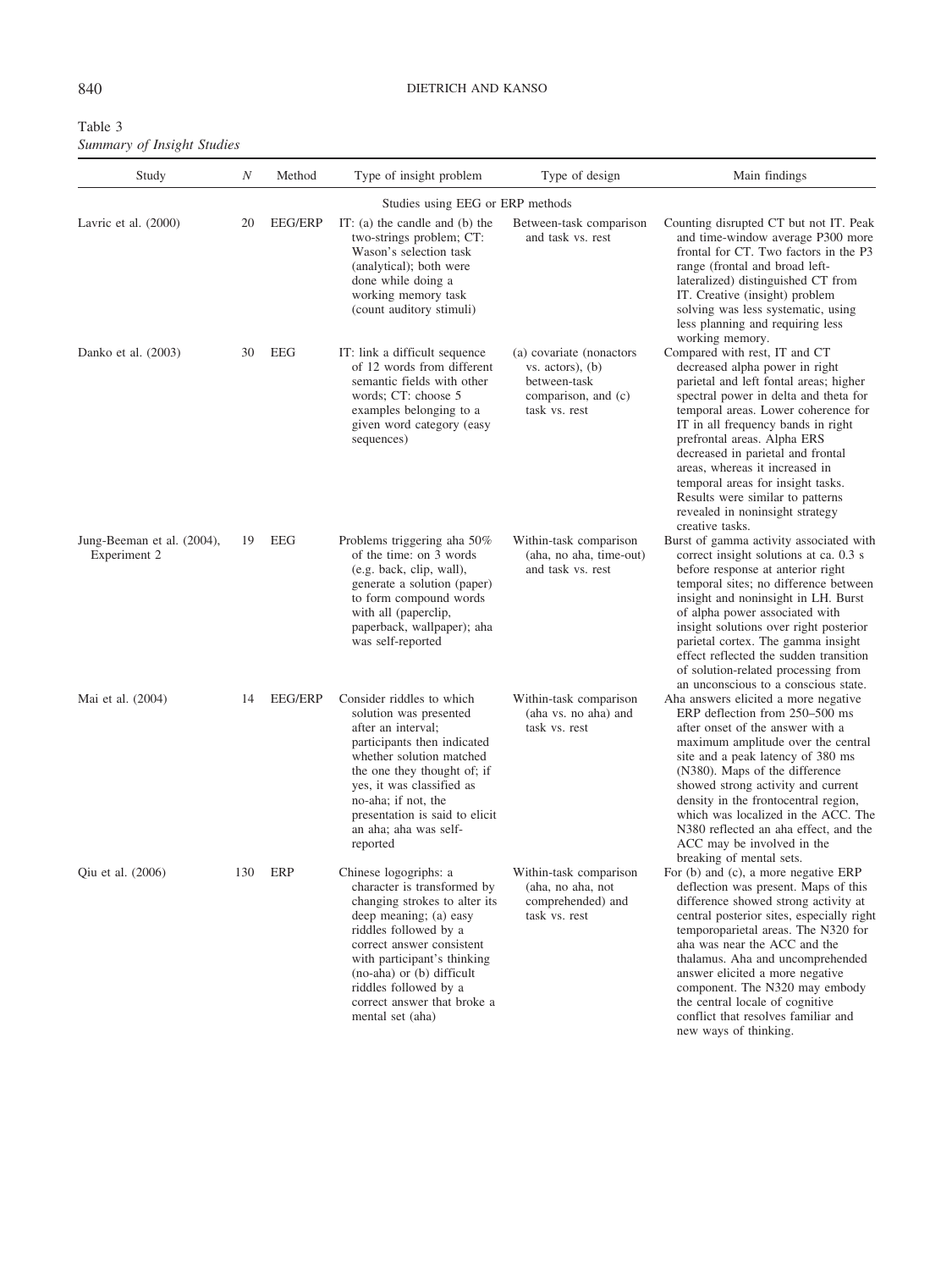Table 3
*Summary of Insight Studies*

| Study | *N* | Method | Type of insight problem | Type of design | Main findings |
|---|---|---|---|---|---|
| | | | Studies using EEG or ERP methods | | |
| Lavric et al. (2000) | 20 | EEG/ERP | IT: (a) the candle and (b) the two-strings problem; CT: Wason's selection task (analytical); both were done while doing a working memory task (count auditory stimuli) | Between-task comparison and task vs. rest | Counting disrupted CT but not IT. Peak and time-window average P300 more frontal for CT. Two factors in the P3 range (frontal and broad left-lateralized) distinguished CT from IT. Creative (insight) problem solving was less systematic, using less planning and requiring less working memory. |
| Danko et al. (2003) | 30 | EEG | IT: link a difficult sequence of 12 words from different semantic fields with other words; CT: choose 5 examples belonging to a given word category (easy sequences) | (a) covariate (nonactors vs. actors), (b) between-task comparison, and (c) task vs. rest | Compared with rest, IT and CT decreased alpha power in right parietal and left fontal areas; higher spectral power in delta and theta for temporal areas. Lower coherence for IT in all frequency bands in right prefrontal areas. Alpha ERS decreased in parietal and frontal areas, whereas it increased in temporal areas for insight tasks. Results were similar to patterns revealed in noninsight strategy creative tasks. |
| Jung-Beeman et al. (2004), Experiment 2 | 19 | EEG | Problems triggering aha 50% of the time: on 3 words (e.g. back, clip, wall), generate a solution (paper) to form compound words with all (paperclip, paperback, wallpaper); aha was self-reported | Within-task comparison (aha, no aha, time-out) and task vs. rest | Burst of gamma activity associated with correct insight solutions at ca. 0.3 s before response at anterior right temporal sites; no difference between insight and noninsight in LH. Burst of alpha power associated with insight solutions over right posterior parietal cortex. The gamma insight effect reflected the sudden transition of solution-related processing from an unconscious to a conscious state. |
| Mai et al. (2004) | 14 | EEG/ERP | Consider riddles to which solution was presented after an interval; participants then indicated whether solution matched the one they thought of; if yes, it was classified as no-aha; if not, the presentation is said to elicit an aha; aha was self-reported | Within-task comparison (aha vs. no aha) and task vs. rest | Aha answers elicited a more negative ERP deflection from 250–500 ms after onset of the answer with a maximum amplitude over the central site and a peak latency of 380 ms (N380). Maps of the difference showed strong activity and current density in the frontocentral region, which was localized in the ACC. The N380 reflected an aha effect, and the ACC may be involved in the breaking of mental sets. |
| Qiu et al. (2006) | 130 | ERP | Chinese logogriphs: a character is transformed by changing strokes to alter its deep meaning; (a) easy riddles followed by a correct answer consistent with participant's thinking (no-aha) or (b) difficult riddles followed by a correct answer that broke a mental set (aha) | Within-task comparison (aha, no aha, not comprehended) and task vs. rest | For (b) and (c), a more negative ERP deflection was present. Maps of this difference showed strong activity at central posterior sites, especially right temporoparietal areas. The N320 for aha was near the ACC and the thalamus. Aha and uncomprehended answer elicited a more negative component. The N320 may embody the central locale of cognitive conflict that resolves familiar and new ways of thinking. |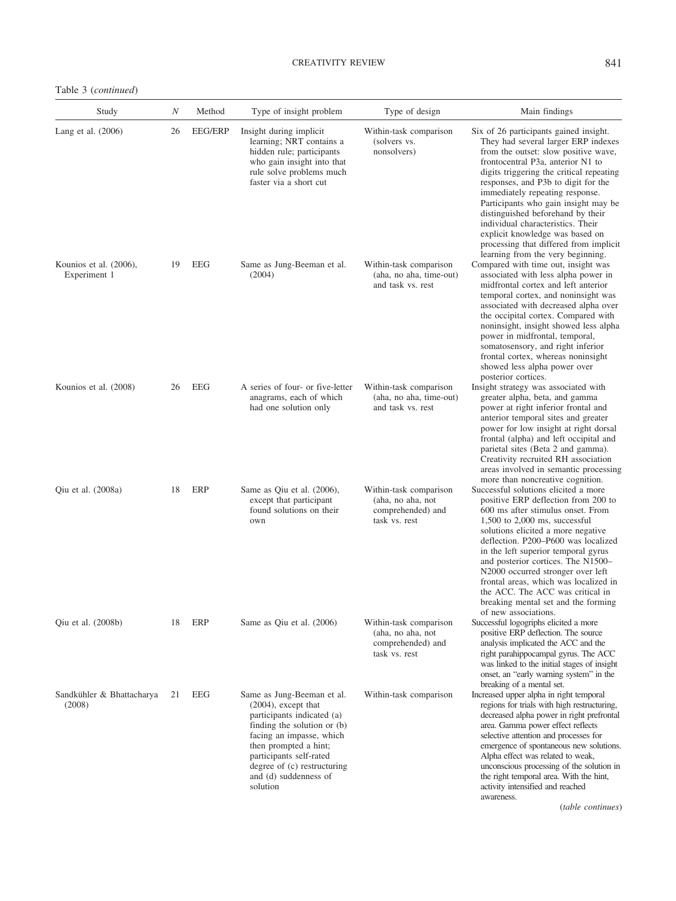Table 3 (*continued*)

| Study | *N* | Method | Type of insight problem | Type of design | Main findings |
|---|---|---|---|---|---|
| Lang et al. (2006) | 26 | EEG/ERP | Insight during implicit learning; NRT contains a hidden rule; participants who gain insight into that rule solve problems much faster via a short cut | Within-task comparison (solvers vs. nonsolvers) | Six of 26 participants gained insight. They had several larger ERP indexes from the outset: slow positive wave, frontocentral P3a, anterior N1 to digits triggering the critical repeating responses, and P3b to digit for the immediately repeating response. Participants who gain insight may be distinguished beforehand by their individual characteristics. Their explicit knowledge was based on processing that differed from implicit learning from the very beginning. |
| Kounios et al. (2006), Experiment 1 | 19 | EEG | Same as Jung-Beeman et al. (2004) | Within-task comparison (aha, no aha, time-out) and task vs. rest | Compared with time out, insight was associated with less alpha power in midfrontal cortex and left anterior temporal cortex, and noninsight was associated with decreased alpha over the occipital cortex. Compared with noninsight, insight showed less alpha power in midfrontal, temporal, somatosensory, and right inferior frontal cortex, whereas noninsight showed less alpha power over posterior cortices. |
| Kounios et al. (2008) | 26 | EEG | A series of four- or five-letter anagrams, each of which had one solution only | Within-task comparison (aha, no aha, time-out) and task vs. rest | Insight strategy was associated with greater alpha, beta, and gamma power at right inferior frontal and anterior temporal sites and greater power for low insight at right dorsal frontal (alpha) and left occipital and parietal sites (Beta 2 and gamma). Creativity recruited RH association areas involved in semantic processing more than noncreative cognition. |
| Qiu et al. (2008a) | 18 | ERP | Same as Qiu et al. (2006), except that participant found solutions on their own | Within-task comparison (aha, no aha, not comprehended) and task vs. rest | Successful solutions elicited a more positive ERP deflection from 200 to 600 ms after stimulus onset. From 1,500 to 2,000 ms, successful solutions elicited a more negative deflection. P200–P600 was localized in the left superior temporal gyrus and posterior cortices. The N1500–N2000 occurred stronger over left frontal areas, which was localized in the ACC. The ACC was critical in breaking mental set and the forming of new associations. |
| Qiu et al. (2008b) | 18 | ERP | Same as Qiu et al. (2006) | Within-task comparison (aha, no aha, not comprehended) and task vs. rest | Successful logogriphs elicited a more positive ERP deflection. The source analysis implicated the ACC and the right parahippocampal gyrus. The ACC was linked to the initial stages of insight onset, an "early warning system" in the breaking of a mental set. |
| Sandkühler & Bhattacharya (2008) | 21 | EEG | Same as Jung-Beeman et al. (2004), except that participants indicated (a) finding the solution or (b) facing an impasse, which then prompted a hint; participants self-rated degree of (c) restructuring and (d) suddenness of solution | Within-task comparison | Increased upper alpha in right temporal regions for trials with high restructuring, decreased alpha power in right prefrontal area. Gamma power effect reflects selective attention and processes for emergence of spontaneous new solutions. Alpha effect was related to weak, unconscious processing of the solution in the right temporal area. With the hint, activity intensified and reached awareness. |

(*table continues*)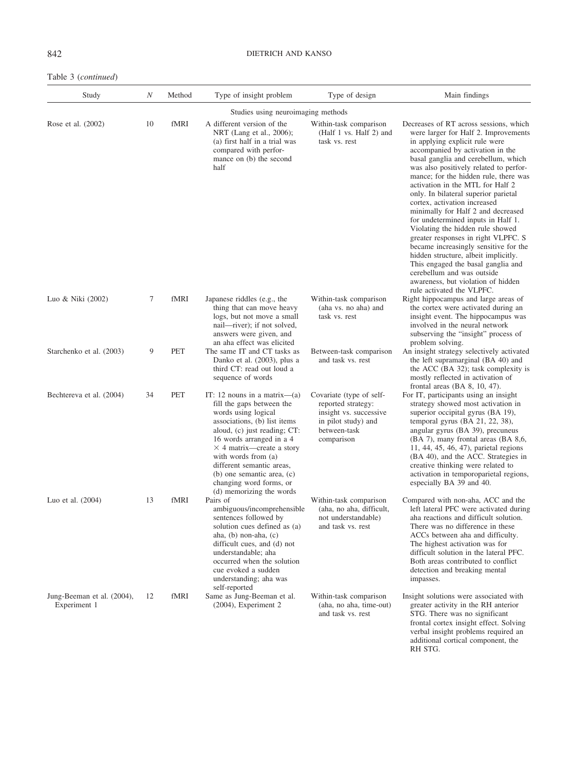Table 3 (*continued*)

| Study | *N* | Method | Type of insight problem | Type of design | Main findings |
|---|---|---|---|---|---|
| | | | Studies using neuroimaging methods | | |
| Rose et al. (2002) | 10 | fMRI | A different version of the NRT (Lang et al., 2006); (a) first half in a trial was compared with performance on (b) the second half | Within-task comparison (Half 1 vs. Half 2) and task vs. rest | Decreases of RT across sessions, which were larger for Half 2. Improvements in applying explicit rule were accompanied by activation in the basal ganglia and cerebellum, which was also positively related to performance; for the hidden rule, there was activation in the MTL for Half 2 only. In bilateral superior parietal cortex, activation increased minimally for Half 2 and decreased for undetermined inputs in Half 1. Violating the hidden rule showed greater responses in right VLPFC. S became increasingly sensitive for the hidden structure, albeit implicitly. This engaged the basal ganglia and cerebellum and was outside awareness, but violation of hidden rule activated the VLPFC. |
| Luo & Niki (2002) | 7 | fMRI | Japanese riddles (e.g., the thing that can move heavy logs, but not move a small nail—river); if not solved, answers were given, and an aha effect was elicited | Within-task comparison (aha vs. no aha) and task vs. rest | Right hippocampus and large areas of the cortex were activated during an insight event. The hippocampus was involved in the neural network subserving the "insight" process of problem solving. |
| Starchenko et al. (2003) | 9 | PET | The same IT and CT tasks as Danko et al. (2003), plus a third CT: read out loud a sequence of words | Between-task comparison and task vs. rest | An insight strategy selectively activated the left supramarginal (BA 40) and the ACC (BA 32); task complexity is mostly reflected in activation of frontal areas (BA 8, 10, 47). |
| Bechtereva et al. (2004) | 34 | PET | IT: 12 nouns in a matrix—(a) fill the gaps between the words using logical associations, (b) list items aloud, (c) just reading; CT: 16 words arranged in a 4 × 4 matrix—create a story with words from (a) different semantic areas, (b) one semantic area, (c) changing word forms, or (d) memorizing the words | Covariate (type of self-reported strategy: insight vs. successive in pilot study) and between-task comparison | For IT, participants using an insight strategy showed most activation in superior occipital gyrus (BA 19), temporal gyrus (BA 21, 22, 38), angular gyrus (BA 39), precuneus (BA 7), many frontal areas (BA 8,6, 11, 44, 45, 46, 47), parietal regions (BA 40), and the ACC. Strategies in creative thinking were related to activation in temporoparietal regions, especially BA 39 and 40. |
| Luo et al. (2004) | 13 | fMRI | Pairs of ambiguous/incomprehensible sentences followed by solution cues defined as (a) aha, (b) non-aha, (c) difficult cues, and (d) not understandable; aha occurred when the solution cue evoked a sudden understanding; aha was self-reported | Within-task comparison (aha, no aha, difficult, not understandable) and task vs. rest | Compared with non-aha, ACC and the left lateral PFC were activated during aha reactions and difficult solution. There was no difference in these ACCs between aha and difficulty. The highest activation was for difficult solution in the lateral PFC. Both areas contributed to conflict detection and breaking mental impasses. |
| Jung-Beeman et al. (2004), Experiment 1 | 12 | fMRI | Same as Jung-Beeman et al. (2004), Experiment 2 | Within-task comparison (aha, no aha, time-out) and task vs. rest | Insight solutions were associated with greater activity in the RH anterior STG. There was no significant frontal cortex insight effect. Solving verbal insight problems required an additional cortical component, the RH STG. |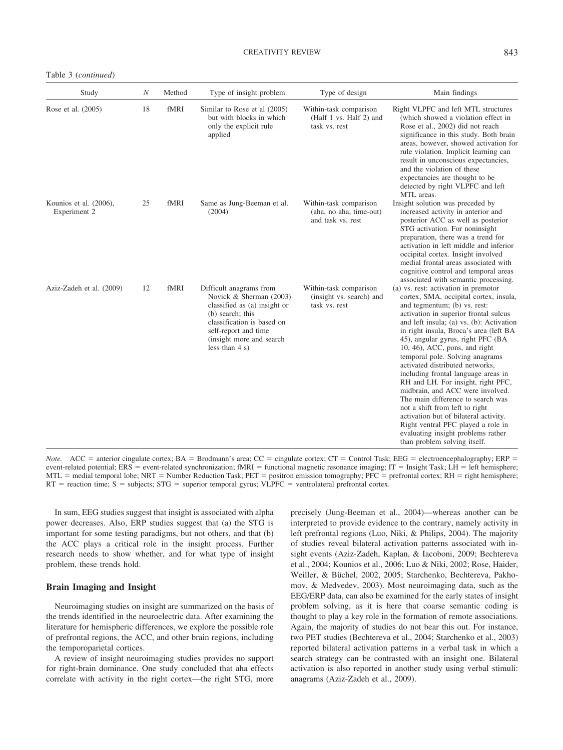Table 3 (*continued*)

| Study | *N* | Method | Type of insight problem | Type of design | Main findings |
|---|---|---|---|---|---|
| Rose et al. (2005) | 18 | fMRI | Similar to Rose et al (2005) but with blocks in which only the explicit rule applied | Within-task comparison (Half 1 vs. Half 2) and task vs. rest | Right VLPFC and left MTL structures (which showed a violation effect in Rose et al., 2002) did not reach significance in this study. Both brain areas, however, showed activation for rule violation. Implicit learning can result in unconscious expectancies, and the violation of these expectancies are thought to be detected by right VLPFC and left MTL areas. |
| Kounios et al. (2006), Experiment 2 | 25 | fMRI | Same as Jung-Beeman et al. (2004) | Within-task comparison (aha, no aha, time-out) and task vs. rest | Insight solution was preceded by increased activity in anterior and posterior ACC as well as posterior STG activation. For noninsight preparation, there was a trend for activation in left middle and inferior occipital cortex. Insight involved medial frontal areas associated with cognitive control and temporal areas associated with semantic processing. |
| Aziz-Zadeh et al. (2009) | 12 | fMRI | Difficult anagrams from Novick & Sherman (2003) classified as (a) insight or (b) search; this classification is based on self-report and time (insight more and search less than 4 s) | Within-task comparison (insight vs. search) and task vs. rest | (a) vs. rest: activation in premotor cortex, SMA, occipital cortex, insula, and tegmentum; (b) vs. rest: activation in superior frontal sulcus and left insula; (a) vs. (b): Activation in right insula, Broca's area (left BA 45), angular gyrus, right PFC (BA 10, 46), ACC, pons, and right temporal pole. Solving anagrams activated distributed networks, including frontal language areas in RH and LH. For insight, right PFC, midbrain, and ACC were involved. The main difference to search was not a shift from left to right activation but of bilateral activity. Right ventral PFC played a role in evaluating insight problems rather than problem solving itself. |

*Note.* ACC = anterior cingulate cortex; BA = Brodmann's area; CC = cingulate cortex; CT = Control Task; EEG = electroencephalography; ERP = event-related potential; ERS = event-related synchronization; fMRI = functional magnetic resonance imaging; IT = Insight Task; LH = left hemisphere; MTL = medial temporal lobe; NRT = Number Reduction Task; PET = positron emission tomography; PFC = prefrontal cortex; RH = right hemisphere; RT = reaction time; S = subjects; STG = superior temporal gyrus; VLPFC = ventrolateral prefrontal cortex.

In sum, EEG studies suggest that insight is associated with alpha power decreases. Also, ERP studies suggest that (a) the STG is important for some testing paradigms, but not others, and that (b) the ACC plays a critical role in the insight process. Further research needs to show whether, and for what type of insight problem, these trends hold.

## Brain Imaging and Insight

Neuroimaging studies on insight are summarized on the basis of the trends identified in the neuroelectric data. After examining the literature for hemispheric differences, we explore the possible role of prefrontal regions, the ACC, and other brain regions, including the temporoparietal cortices.

A review of insight neuroimaging studies provides no support for right-brain dominance. One study concluded that aha effects correlate with activity in the right cortex—the right STG, more precisely (Jung-Beeman et al., 2004)—whereas another can be interpreted to provide evidence to the contrary, namely activity in left prefrontal regions (Luo, Niki, & Philips, 2004). The majority of studies reveal bilateral activation patterns associated with insight events (Aziz-Zadeh, Kaplan, & Iacoboni, 2009; Bechtereva et al., 2004; Kounios et al., 2006; Luo & Niki, 2002; Rose, Haider, Weiller, & Büchel, 2002, 2005; Starchenko, Bechtereva, Pakhomov, & Medvedev, 2003). Most neuroimaging data, such as the EEG/ERP data, can also be examined for the early states of insight problem solving, as it is here that coarse semantic coding is thought to play a key role in the formation of remote associations. Again, the majority of studies do not bear this out. For instance, two PET studies (Bechtereva et al., 2004; Starchenko et al., 2003) reported bilateral activation patterns in a verbal task in which a search strategy can be contrasted with an insight one. Bilateral activation is also reported in another study using verbal stimuli: anagrams (Aziz-Zadeh et al., 2009).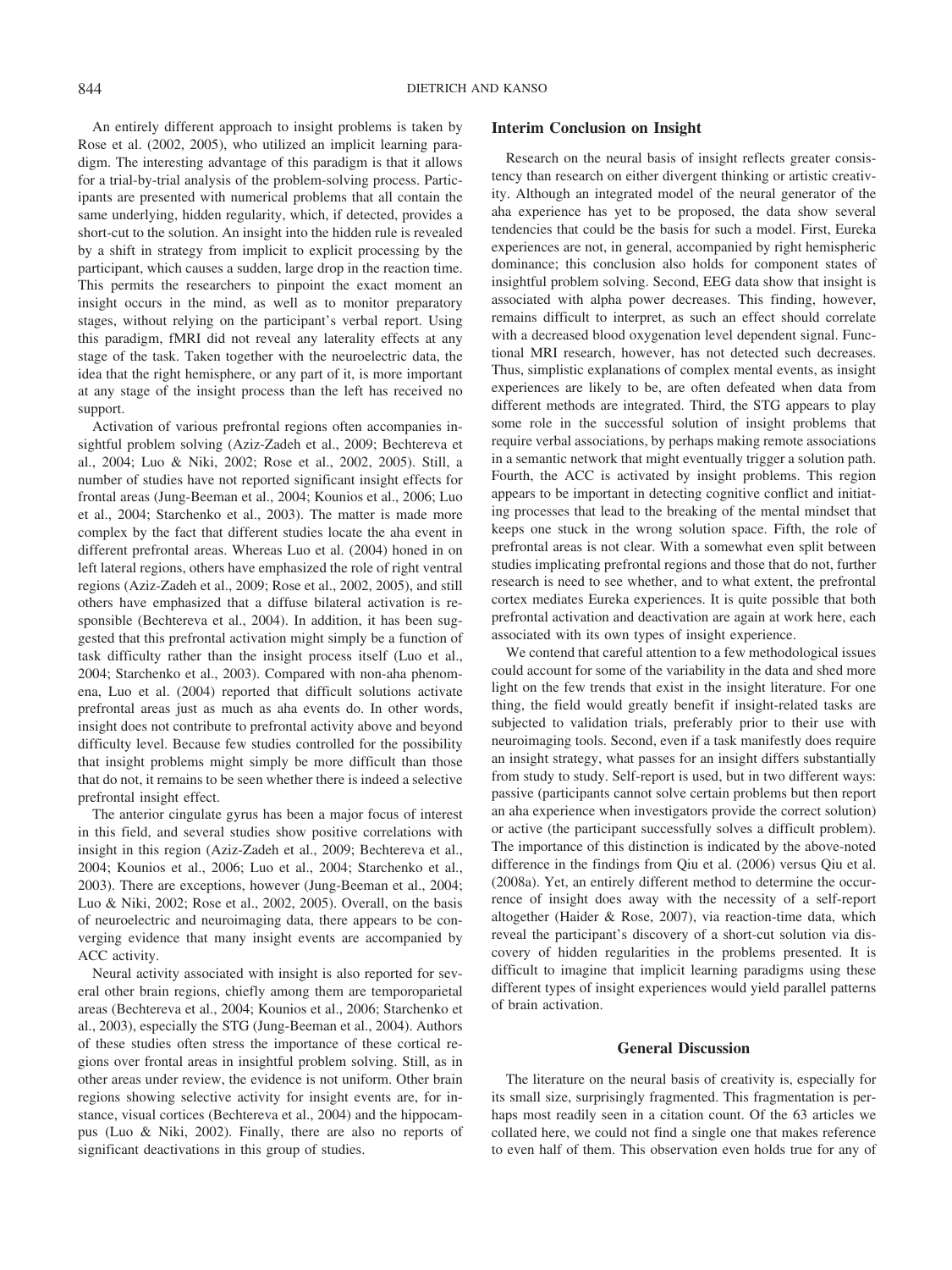An entirely different approach to insight problems is taken by Rose et al. (2002, 2005), who utilized an implicit learning paradigm. The interesting advantage of this paradigm is that it allows for a trial-by-trial analysis of the problem-solving process. Participants are presented with numerical problems that all contain the same underlying, hidden regularity, which, if detected, provides a short-cut to the solution. An insight into the hidden rule is revealed by a shift in strategy from implicit to explicit processing by the participant, which causes a sudden, large drop in the reaction time. This permits the researchers to pinpoint the exact moment an insight occurs in the mind, as well as to monitor preparatory stages, without relying on the participant's verbal report. Using this paradigm, fMRI did not reveal any laterality effects at any stage of the task. Taken together with the neuroelectric data, the idea that the right hemisphere, or any part of it, is more important at any stage of the insight process than the left has received no support.

Activation of various prefrontal regions often accompanies insightful problem solving (Aziz-Zadeh et al., 2009; Bechtereva et al., 2004; Luo & Niki, 2002; Rose et al., 2002, 2005). Still, a number of studies have not reported significant insight effects for frontal areas (Jung-Beeman et al., 2004; Kounios et al., 2006; Luo et al., 2004; Starchenko et al., 2003). The matter is made more complex by the fact that different studies locate the aha event in different prefrontal areas. Whereas Luo et al. (2004) honed in on left lateral regions, others have emphasized the role of right ventral regions (Aziz-Zadeh et al., 2009; Rose et al., 2002, 2005), and still others have emphasized that a diffuse bilateral activation is responsible (Bechtereva et al., 2004). In addition, it has been suggested that this prefrontal activation might simply be a function of task difficulty rather than the insight process itself (Luo et al., 2004; Starchenko et al., 2003). Compared with non-aha phenomena, Luo et al. (2004) reported that difficult solutions activate prefrontal areas just as much as aha events do. In other words, insight does not contribute to prefrontal activity above and beyond difficulty level. Because few studies controlled for the possibility that insight problems might simply be more difficult than those that do not, it remains to be seen whether there is indeed a selective prefrontal insight effect.

The anterior cingulate gyrus has been a major focus of interest in this field, and several studies show positive correlations with insight in this region (Aziz-Zadeh et al., 2009; Bechtereva et al., 2004; Kounios et al., 2006; Luo et al., 2004; Starchenko et al., 2003). There are exceptions, however (Jung-Beeman et al., 2004; Luo & Niki, 2002; Rose et al., 2002, 2005). Overall, on the basis of neuroelectric and neuroimaging data, there appears to be converging evidence that many insight events are accompanied by ACC activity.

Neural activity associated with insight is also reported for several other brain regions, chiefly among them are temporoparietal areas (Bechtereva et al., 2004; Kounios et al., 2006; Starchenko et al., 2003), especially the STG (Jung-Beeman et al., 2004). Authors of these studies often stress the importance of these cortical regions over frontal areas in insightful problem solving. Still, as in other areas under review, the evidence is not uniform. Other brain regions showing selective activity for insight events are, for instance, visual cortices (Bechtereva et al., 2004) and the hippocampus (Luo & Niki, 2002). Finally, there are also no reports of significant deactivations in this group of studies.

## Interim Conclusion on Insight

Research on the neural basis of insight reflects greater consistency than research on either divergent thinking or artistic creativity. Although an integrated model of the neural generator of the aha experience has yet to be proposed, the data show several tendencies that could be the basis for such a model. First, Eureka experiences are not, in general, accompanied by right hemispheric dominance; this conclusion also holds for component states of insightful problem solving. Second, EEG data show that insight is associated with alpha power decreases. This finding, however, remains difficult to interpret, as such an effect should correlate with a decreased blood oxygenation level dependent signal. Functional MRI research, however, has not detected such decreases. Thus, simplistic explanations of complex mental events, as insight experiences are likely to be, are often defeated when data from different methods are integrated. Third, the STG appears to play some role in the successful solution of insight problems that require verbal associations, by perhaps making remote associations in a semantic network that might eventually trigger a solution path. Fourth, the ACC is activated by insight problems. This region appears to be important in detecting cognitive conflict and initiating processes that lead to the breaking of the mental mindset that keeps one stuck in the wrong solution space. Fifth, the role of prefrontal areas is not clear. With a somewhat even split between studies implicating prefrontal regions and those that do not, further research is need to see whether, and to what extent, the prefrontal cortex mediates Eureka experiences. It is quite possible that both prefrontal activation and deactivation are again at work here, each associated with its own types of insight experience.

We contend that careful attention to a few methodological issues could account for some of the variability in the data and shed more light on the few trends that exist in the insight literature. For one thing, the field would greatly benefit if insight-related tasks are subjected to validation trials, preferably prior to their use with neuroimaging tools. Second, even if a task manifestly does require an insight strategy, what passes for an insight differs substantially from study to study. Self-report is used, but in two different ways: passive (participants cannot solve certain problems but then report an aha experience when investigators provide the correct solution) or active (the participant successfully solves a difficult problem). The importance of this distinction is indicated by the above-noted difference in the findings from Qiu et al. (2006) versus Qiu et al. (2008a). Yet, an entirely different method to determine the occurrence of insight does away with the necessity of a self-report altogether (Haider & Rose, 2007), via reaction-time data, which reveal the participant's discovery of a short-cut solution via discovery of hidden regularities in the problems presented. It is difficult to imagine that implicit learning paradigms using these different types of insight experiences would yield parallel patterns of brain activation.

## General Discussion

The literature on the neural basis of creativity is, especially for its small size, surprisingly fragmented. This fragmentation is perhaps most readily seen in a citation count. Of the 63 articles we collated here, we could not find a single one that makes reference to even half of them. This observation even holds true for any of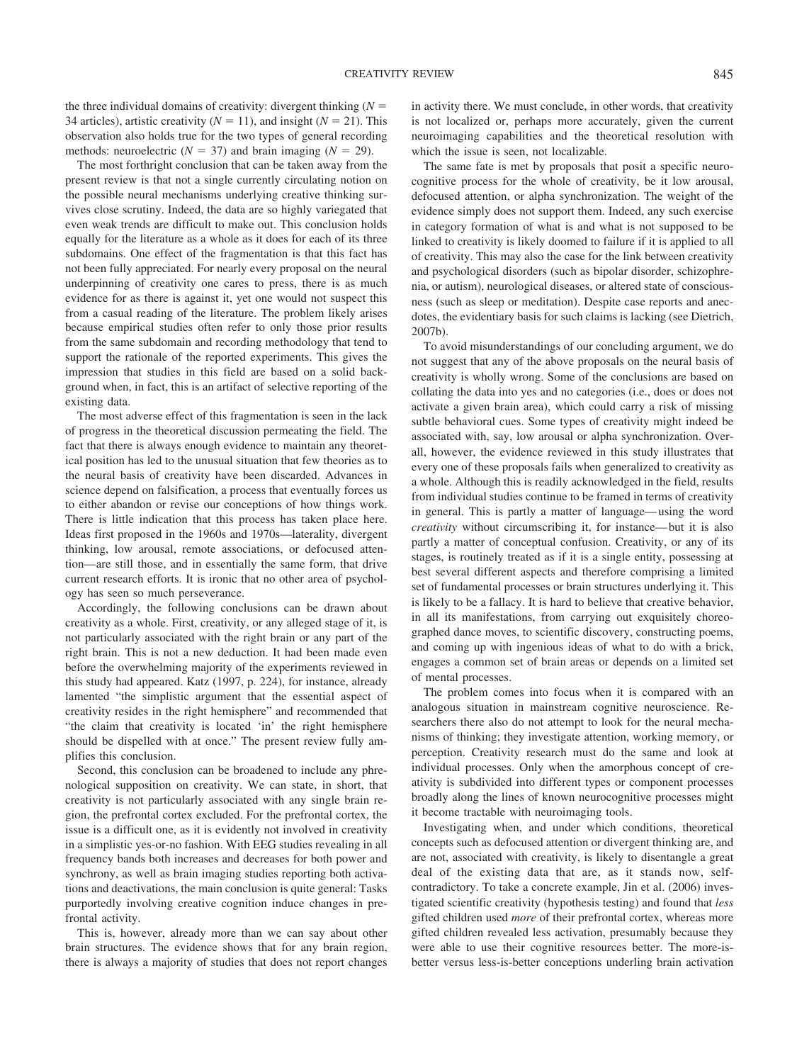the three individual domains of creativity: divergent thinking ($N$ = 34 articles), artistic creativity ($N$ = 11), and insight ($N$ = 21). This observation also holds true for the two types of general recording methods: neuroelectric ($N$ = 37) and brain imaging ($N$ = 29).

The most forthright conclusion that can be taken away from the present review is that not a single currently circulating notion on the possible neural mechanisms underlying creative thinking survives close scrutiny. Indeed, the data are so highly variegated that even weak trends are difficult to make out. This conclusion holds equally for the literature as a whole as it does for each of its three subdomains. One effect of the fragmentation is that this fact has not been fully appreciated. For nearly every proposal on the neural underpinning of creativity one cares to press, there is as much evidence for as there is against it, yet one would not suspect this from a casual reading of the literature. The problem likely arises because empirical studies often refer to only those prior results from the same subdomain and recording methodology that tend to support the rationale of the reported experiments. This gives the impression that studies in this field are based on a solid background when, in fact, this is an artifact of selective reporting of the existing data.

The most adverse effect of this fragmentation is seen in the lack of progress in the theoretical discussion permeating the field. The fact that there is always enough evidence to maintain any theoretical position has led to the unusual situation that few theories as to the neural basis of creativity have been discarded. Advances in science depend on falsification, a process that eventually forces us to either abandon or revise our conceptions of how things work. There is little indication that this process has taken place here. Ideas first proposed in the 1960s and 1970s—laterality, divergent thinking, low arousal, remote associations, or defocused attention—are still those, and in essentially the same form, that drive current research efforts. It is ironic that no other area of psychology has seen so much perseverance.

Accordingly, the following conclusions can be drawn about creativity as a whole. First, creativity, or any alleged stage of it, is not particularly associated with the right brain or any part of the right brain. This is not a new deduction. It had been made even before the overwhelming majority of the experiments reviewed in this study had appeared. Katz (1997, p. 224), for instance, already lamented "the simplistic argument that the essential aspect of creativity resides in the right hemisphere" and recommended that "the claim that creativity is located 'in' the right hemisphere should be dispelled with at once." The present review fully amplifies this conclusion.

Second, this conclusion can be broadened to include any phrenological supposition on creativity. We can state, in short, that creativity is not particularly associated with any single brain region, the prefrontal cortex excluded. For the prefrontal cortex, the issue is a difficult one, as it is evidently not involved in creativity in a simplistic yes-or-no fashion. With EEG studies revealing in all frequency bands both increases and decreases for both power and synchrony, as well as brain imaging studies reporting both activations and deactivations, the main conclusion is quite general: Tasks purportedly involving creative cognition induce changes in prefrontal activity.

This is, however, already more than we can say about other brain structures. The evidence shows that for any brain region, there is always a majority of studies that does not report changes in activity there. We must conclude, in other words, that creativity is not localized or, perhaps more accurately, given the current neuroimaging capabilities and the theoretical resolution with which the issue is seen, not localizable.

The same fate is met by proposals that posit a specific neurocognitive process for the whole of creativity, be it low arousal, defocused attention, or alpha synchronization. The weight of the evidence simply does not support them. Indeed, any such exercise in category formation of what is and what is not supposed to be linked to creativity is likely doomed to failure if it is applied to all of creativity. This may also the case for the link between creativity and psychological disorders (such as bipolar disorder, schizophrenia, or autism), neurological diseases, or altered state of consciousness (such as sleep or meditation). Despite case reports and anecdotes, the evidentiary basis for such claims is lacking (see Dietrich, 2007b).

To avoid misunderstandings of our concluding argument, we do not suggest that any of the above proposals on the neural basis of creativity is wholly wrong. Some of the conclusions are based on collating the data into yes and no categories (i.e., does or does not activate a given brain area), which could carry a risk of missing subtle behavioral cues. Some types of creativity might indeed be associated with, say, low arousal or alpha synchronization. Overall, however, the evidence reviewed in this study illustrates that every one of these proposals fails when generalized to creativity as a whole. Although this is readily acknowledged in the field, results from individual studies continue to be framed in terms of creativity in general. This is partly a matter of language—using the word *creativity* without circumscribing it, for instance—but it is also partly a matter of conceptual confusion. Creativity, or any of its stages, is routinely treated as if it is a single entity, possessing at best several different aspects and therefore comprising a limited set of fundamental processes or brain structures underlying it. This is likely to be a fallacy. It is hard to believe that creative behavior, in all its manifestations, from carrying out exquisitely choreographed dance moves, to scientific discovery, constructing poems, and coming up with ingenious ideas of what to do with a brick, engages a common set of brain areas or depends on a limited set of mental processes.

The problem comes into focus when it is compared with an analogous situation in mainstream cognitive neuroscience. Researchers there also do not attempt to look for the neural mechanisms of thinking; they investigate attention, working memory, or perception. Creativity research must do the same and look at individual processes. Only when the amorphous concept of creativity is subdivided into different types or component processes broadly along the lines of known neurocognitive processes might it become tractable with neuroimaging tools.

Investigating when, and under which conditions, theoretical concepts such as defocused attention or divergent thinking are, and are not, associated with creativity, is likely to disentangle a great deal of the existing data that are, as it stands now, self-contradictory. To take a concrete example, Jin et al. (2006) investigated scientific creativity (hypothesis testing) and found that *less* gifted children used *more* of their prefrontal cortex, whereas more gifted children revealed less activation, presumably because they were able to use their cognitive resources better. The more-is-better versus less-is-better conceptions underling brain activation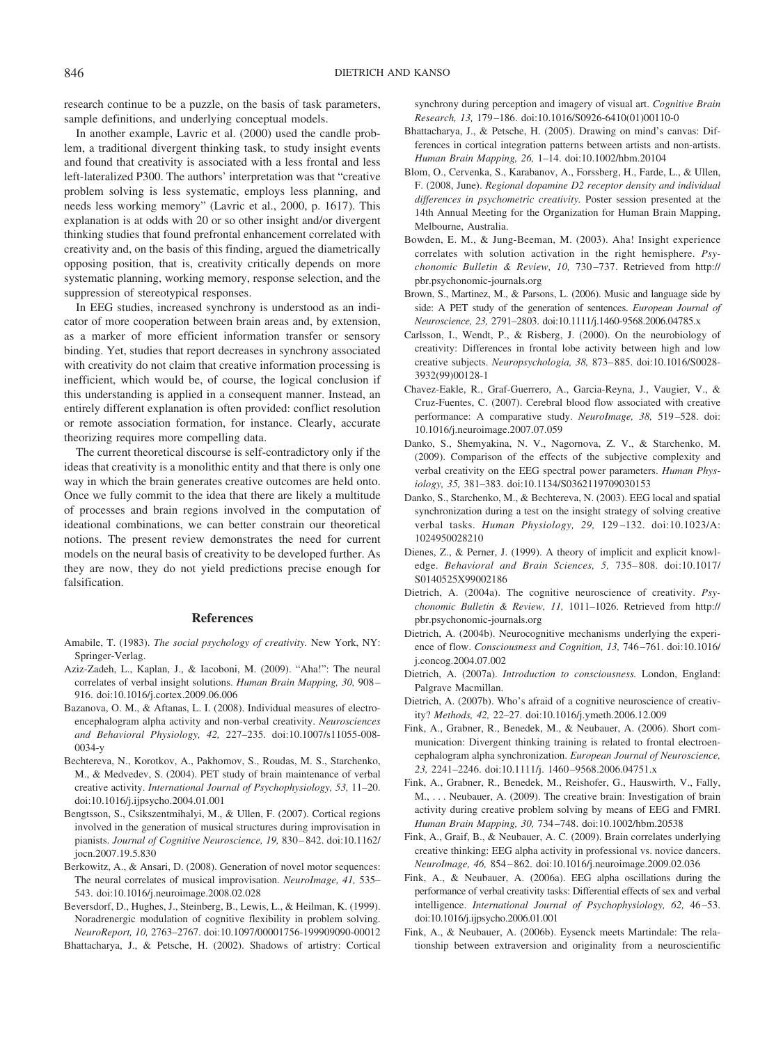research continue to be a puzzle, on the basis of task parameters, sample definitions, and underlying conceptual models.

In another example, Lavric et al. (2000) used the candle problem, a traditional divergent thinking task, to study insight events and found that creativity is associated with a less frontal and less left-lateralized P300. The authors' interpretation was that "creative problem solving is less systematic, employs less planning, and needs less working memory" (Lavric et al., 2000, p. 1617). This explanation is at odds with 20 or so other insight and/or divergent thinking studies that found prefrontal enhancement correlated with creativity and, on the basis of this finding, argued the diametrically opposing position, that is, creativity critically depends on more systematic planning, working memory, response selection, and the suppression of stereotypical responses.

In EEG studies, increased synchrony is understood as an indicator of more cooperation between brain areas and, by extension, as a marker of more efficient information transfer or sensory binding. Yet, studies that report decreases in synchrony associated with creativity do not claim that creative information processing is inefficient, which would be, of course, the logical conclusion if this understanding is applied in a consequent manner. Instead, an entirely different explanation is often provided: conflict resolution or remote association formation, for instance. Clearly, accurate theorizing requires more compelling data.

The current theoretical discourse is self-contradictory only if the ideas that creativity is a monolithic entity and that there is only one way in which the brain generates creative outcomes are held onto. Once we fully commit to the idea that there are likely a multitude of processes and brain regions involved in the computation of ideational combinations, we can better constrain our theoretical notions. The present review demonstrates the need for current models on the neural basis of creativity to be developed further. As they are now, they do not yield predictions precise enough for falsification.

## References

Amabile, T. (1983). *The social psychology of creativity.* New York, NY: Springer-Verlag.

Aziz-Zadeh, L., Kaplan, J., & Iacoboni, M. (2009). "Aha!": The neural correlates of verbal insight solutions. *Human Brain Mapping, 30,* 908–916. doi:10.1016/j.cortex.2009.06.006

Bazanova, O. M., & Aftanas, L. I. (2008). Individual measures of electroencephalogram alpha activity and non-verbal creativity. *Neurosciences and Behavioral Physiology, 42,* 227–235. doi:10.1007/s11055-008-0034-y

Bechtereva, N., Korotkov, A., Pakhomov, S., Roudas, M. S., Starchenko, M., & Medvedev, S. (2004). PET study of brain maintenance of verbal creative activity. *International Journal of Psychophysiology, 53,* 11–20. doi:10.1016/j.ijpsycho.2004.01.001

Bengtsson, S., Csikszentmihalyi, M., & Ullen, F. (2007). Cortical regions involved in the generation of musical structures during improvisation in pianists. *Journal of Cognitive Neuroscience, 19,* 830–842. doi:10.1162/jocn.2007.19.5.830

Berkowitz, A., & Ansari, D. (2008). Generation of novel motor sequences: The neural correlates of musical improvisation. *NeuroImage, 41,* 535–543. doi:10.1016/j.neuroimage.2008.02.028

Beversdorf, D., Hughes, J., Steinberg, B., Lewis, L., & Heilman, K. (1999). Noradrenergic modulation of cognitive flexibility in problem solving. *NeuroReport, 10,* 2763–2767. doi:10.1097/00001756-199909090-00012

Bhattacharya, J., & Petsche, H. (2002). Shadows of artistry: Cortical synchrony during perception and imagery of visual art. *Cognitive Brain Research, 13,* 179–186. doi:10.1016/S0926-6410(01)00110-0

Bhattacharya, J., & Petsche, H. (2005). Drawing on mind's canvas: Differences in cortical integration patterns between artists and non-artists. *Human Brain Mapping, 26,* 1–14. doi:10.1002/hbm.20104

Blom, O., Cervenka, S., Karabanov, A., Forssberg, H., Farde, L., & Ullen, F. (2008, June). *Regional dopamine D2 receptor density and individual differences in psychometric creativity.* Poster session presented at the 14th Annual Meeting for the Organization for Human Brain Mapping, Melbourne, Australia.

Bowden, E. M., & Jung-Beeman, M. (2003). Aha! Insight experience correlates with solution activation in the right hemisphere. *Psychonomic Bulletin & Review, 10,* 730–737. Retrieved from http://pbr.psychonomic-journals.org

Brown, S., Martinez, M., & Parsons, L. (2006). Music and language side by side: A PET study of the generation of sentences. *European Journal of Neuroscience, 23,* 2791–2803. doi:10.1111/j.1460-9568.2006.04785.x

Carlsson, I., Wendt, P., & Risberg, J. (2000). On the neurobiology of creativity: Differences in frontal lobe activity between high and low creative subjects. *Neuropsychologia, 38,* 873–885. doi:10.1016/S0028-3932(99)00128-1

Chavez-Eakle, R., Graf-Guerrero, A., Garcia-Reyna, J., Vaugier, V., & Cruz-Fuentes, C. (2007). Cerebral blood flow associated with creative performance: A comparative study. *NeuroImage, 38,* 519–528. doi:10.1016/j.neuroimage.2007.07.059

Danko, S., Shemyakina, N. V., Nagornova, Z. V., & Starchenko, M. (2009). Comparison of the effects of the subjective complexity and verbal creativity on the EEG spectral power parameters. *Human Physiology, 35,* 381–383. doi:10.1134/S0362119709030153

Danko, S., Starchenko, M., & Bechtereva, N. (2003). EEG local and spatial synchronization during a test on the insight strategy of solving creative verbal tasks. *Human Physiology, 29,* 129–132. doi:10.1023/A:1024950028210

Dienes, Z., & Perner, J. (1999). A theory of implicit and explicit knowledge. *Behavioral and Brain Sciences, 5,* 735–808. doi:10.1017/S0140525X99002186

Dietrich, A. (2004a). The cognitive neuroscience of creativity. *Psychonomic Bulletin & Review, 11,* 1011–1026. Retrieved from http://pbr.psychonomic-journals.org

Dietrich, A. (2004b). Neurocognitive mechanisms underlying the experience of flow. *Consciousness and Cognition, 13,* 746–761. doi:10.1016/j.concog.2004.07.002

Dietrich, A. (2007a). *Introduction to consciousness.* London, England: Palgrave Macmillan.

Dietrich, A. (2007b). Who's afraid of a cognitive neuroscience of creativity? *Methods, 42,* 22–27. doi:10.1016/j.ymeth.2006.12.009

Fink, A., Grabner, R., Benedek, M., & Neubauer, A. (2006). Short communication: Divergent thinking training is related to frontal electroencephalogram alpha synchronization. *European Journal of Neuroscience, 23,* 2241–2246. doi:10.1111/j. 1460–9568.2006.04751.x

Fink, A., Grabner, R., Benedek, M., Reishofer, G., Hauswirth, V., Fally, M., . . . Neubauer, A. (2009). The creative brain: Investigation of brain activity during creative problem solving by means of EEG and FMRI. *Human Brain Mapping, 30,* 734–748. doi:10.1002/hbm.20538

Fink, A., Graif, B., & Neubauer, A. C. (2009). Brain correlates underlying creative thinking: EEG alpha activity in professional vs. novice dancers. *NeuroImage, 46,* 854–862. doi:10.1016/j.neuroimage.2009.02.036

Fink, A., & Neubauer, A. (2006a). EEG alpha oscillations during the performance of verbal creativity tasks: Differential effects of sex and verbal intelligence. *International Journal of Psychophysiology, 62,* 46–53. doi:10.1016/j.ijpsycho.2006.01.001

Fink, A., & Neubauer, A. (2006b). Eysenck meets Martindale: The relationship between extraversion and originality from a neuroscientific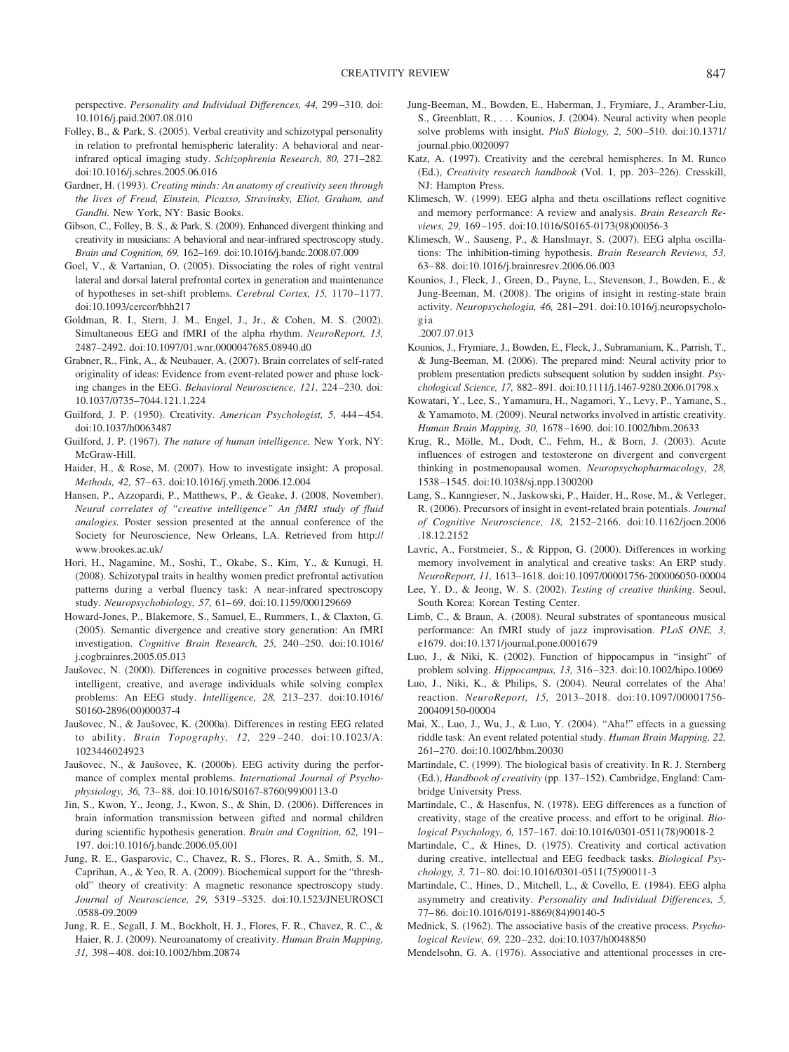perspective. *Personality and Individual Differences, 44,* 299–310. doi: 10.1016/j.paid.2007.08.010

Folley, B., & Park, S. (2005). Verbal creativity and schizotypal personality in relation to prefrontal hemispheric laterality: A behavioral and near-infrared optical imaging study. *Schizophrenia Research, 80,* 271–282. doi:10.1016/j.schres.2005.06.016

Gardner, H. (1993). *Creating minds: An anatomy of creativity seen through the lives of Freud, Einstein, Picasso, Stravinsky, Eliot, Graham, and Gandhi.* New York, NY: Basic Books.

Gibson, C., Folley, B. S., & Park, S. (2009). Enhanced divergent thinking and creativity in musicians: A behavioral and near-infrared spectroscopy study. *Brain and Cognition, 69,* 162–169. doi:10.1016/j.bandc.2008.07.009

Goel, V., & Vartanian, O. (2005). Dissociating the roles of right ventral lateral and dorsal lateral prefrontal cortex in generation and maintenance of hypotheses in set-shift problems. *Cerebral Cortex, 15,* 1170–1177. doi:10.1093/cercor/bhh217

Goldman, R. I., Stern, J. M., Engel, J., Jr., & Cohen, M. S. (2002). Simultaneous EEG and fMRI of the alpha rhythm. *NeuroReport, 13,* 2487–2492. doi:10.1097/01.wnr.0000047685.08940.d0

Grabner, R., Fink, A., & Neubauer, A. (2007). Brain correlates of self-rated originality of ideas: Evidence from event-related power and phase locking changes in the EEG. *Behavioral Neuroscience, 121,* 224–230. doi: 10.1037/0735–7044.121.1.224

Guilford, J. P. (1950). Creativity. *American Psychologist, 5,* 444–454. doi:10.1037/h0063487

Guilford, J. P. (1967). *The nature of human intelligence.* New York, NY: McGraw-Hill.

Haider, H., & Rose, M. (2007). How to investigate insight: A proposal. *Methods, 42,* 57–63. doi:10.1016/j.ymeth.2006.12.004

Hansen, P., Azzopardi, P., Matthews, P., & Geake, J. (2008, November). *Neural correlates of "creative intelligence" An fMRI study of fluid analogies.* Poster session presented at the annual conference of the Society for Neuroscience, New Orleans, LA. Retrieved from http://www.brookes.ac.uk/

Hori, H., Nagamine, M., Soshi, T., Okabe, S., Kim, Y., & Kunugi, H. (2008). Schizotypal traits in healthy women predict prefrontal activation patterns during a verbal fluency task: A near-infrared spectroscopy study. *Neuropsychobiology, 57,* 61–69. doi:10.1159/000129669

Howard-Jones, P., Blakemore, S., Samuel, E., Rummers, I., & Claxton, G. (2005). Semantic divergence and creative story generation: An fMRI investigation. *Cognitive Brain Research, 25,* 240–250. doi:10.1016/j.cogbrainres.2005.05.013

Jaušovec, N. (2000). Differences in cognitive processes between gifted, intelligent, creative, and average individuals while solving complex problems: An EEG study. *Intelligence, 28,* 213–237. doi:10.1016/S0160-2896(00)00037-4

Jaušovec, N., & Jaušovec, K. (2000a). Differences in resting EEG related to ability. *Brain Topography, 12,* 229–240. doi:10.1023/A:1023446024923

Jaušovec, N., & Jaušovec, K. (2000b). EEG activity during the performance of complex mental problems. *International Journal of Psychophysiology, 36,* 73–88. doi:10.1016/S0167-8760(99)00113-0

Jin, S., Kwon, Y., Jeong, J., Kwon, S., & Shin, D. (2006). Differences in brain information transmission between gifted and normal children during scientific hypothesis generation. *Brain and Cognition, 62,* 191–197. doi:10.1016/j.bandc.2006.05.001

Jung, R. E., Gasparovic, C., Chavez, R. S., Flores, R. A., Smith, S. M., Caprihan, A., & Yeo, R. A. (2009). Biochemical support for the "threshold" theory of creativity: A magnetic resonance spectroscopy study. *Journal of Neuroscience, 29,* 5319–5325. doi:10.1523/JNEUROSCI.0588-09.2009

Jung, R. E., Segall, J. M., Bockholt, H. J., Flores, F. R., Chavez, R. C., & Haier, R. J. (2009). Neuroanatomy of creativity. *Human Brain Mapping, 31,* 398–408. doi:10.1002/hbm.20874

Jung-Beeman, M., Bowden, E., Haberman, J., Frymiare, J., Aramber-Liu, S., Greenblatt, R., . . . Kounios, J. (2004). Neural activity when people solve problems with insight. *PloS Biology, 2,* 500–510. doi:10.1371/journal.pbio.0020097

Katz, A. (1997). Creativity and the cerebral hemispheres. In M. Runco (Ed.), *Creativity research handbook* (Vol. 1, pp. 203–226). Cresskill, NJ: Hampton Press.

Klimesch, W. (1999). EEG alpha and theta oscillations reflect cognitive and memory performance: A review and analysis. *Brain Research Reviews, 29,* 169–195. doi:10.1016/S0165-0173(98)00056-3

Klimesch, W., Sauseng, P., & Hanslmayr, S. (2007). EEG alpha oscillations: The inhibition-timing hypothesis. *Brain Research Reviews, 53,* 63–88. doi:10.1016/j.brainresrev.2006.06.003

Kounios, J., Fleck, J., Green, D., Payne, L., Stevenson, J., Bowden, E., & Jung-Beeman, M. (2008). The origins of insight in resting-state brain activity. *Neuropsychologia, 46,* 281–291. doi:10.1016/j.neuropsychologia.2007.07.013

Kounios, J., Frymiare, J., Bowden, E., Fleck, J., Subramaniam, K., Parrish, T., & Jung-Beeman, M. (2006). The prepared mind: Neural activity prior to problem presentation predicts subsequent solution by sudden insight. *Psychological Science, 17,* 882–891. doi:10.1111/j.1467-9280.2006.01798.x

Kowatari, Y., Lee, S., Yamamura, H., Nagamori, Y., Levy, P., Yamane, S., & Yamamoto, M. (2009). Neural networks involved in artistic creativity. *Human Brain Mapping, 30,* 1678–1690. doi:10.1002/hbm.20633

Krug, R., Mölle, M., Dodt, C., Fehm, H., & Born, J. (2003). Acute influences of estrogen and testosterone on divergent and convergent thinking in postmenopausal women. *Neuropsychopharmacology, 28,* 1538–1545. doi:10.1038/sj.npp.1300200

Lang, S., Kanngieser, N., Jaskowski, P., Haider, H., Rose, M., & Verleger, R. (2006). Precursors of insight in event-related brain potentials. *Journal of Cognitive Neuroscience, 18,* 2152–2166. doi:10.1162/jocn.2006.18.12.2152

Lavric, A., Forstmeier, S., & Rippon, G. (2000). Differences in working memory involvement in analytical and creative tasks: An ERP study. *NeuroReport, 11,* 1613–1618. doi:10.1097/00001756-200006050-00004

Lee, Y. D., & Jeong, W. S. (2002). *Testing of creative thinking.* Seoul, South Korea: Korean Testing Center.

Limb, C., & Braun, A. (2008). Neural substrates of spontaneous musical performance: An fMRI study of jazz improvisation. *PLoS ONE, 3,* e1679. doi:10.1371/journal.pone.0001679

Luo, J., & Niki, K. (2002). Function of hippocampus in "insight" of problem solving. *Hippocampus, 13,* 316–323. doi:10.1002/hipo.10069

Luo, J., Niki, K., & Philips, S. (2004). Neural correlates of the Aha! reaction. *NeuroReport, 15,* 2013–2018. doi:10.1097/00001756-200409150-00004

Mai, X., Luo, J., Wu, J., & Luo, Y. (2004). "Aha!" effects in a guessing riddle task: An event related potential study. *Human Brain Mapping, 22,* 261–270. doi:10.1002/hbm.20030

Martindale, C. (1999). The biological basis of creativity. In R. J. Sternberg (Ed.), *Handbook of creativity* (pp. 137–152). Cambridge, England: Cambridge University Press.

Martindale, C., & Hasenfus, N. (1978). EEG differences as a function of creativity, stage of the creative process, and effort to be original. *Biological Psychology, 6,* 157–167. doi:10.1016/0301-0511(78)90018-2

Martindale, C., & Hines, D. (1975). Creativity and cortical activation during creative, intellectual and EEG feedback tasks. *Biological Psychology, 3,* 71–80. doi:10.1016/0301-0511(75)90011-3

Martindale, C., Hines, D., Mitchell, L., & Covello, E. (1984). EEG alpha asymmetry and creativity. *Personality and Individual Differences, 5,* 77–86. doi:10.1016/0191-8869(84)90140-5

Mednick, S. (1962). The associative basis of the creative process. *Psychological Review, 69,* 220–232. doi:10.1037/h0048850

Mendelsohn, G. A. (1976). Associative and attentional processes in cre-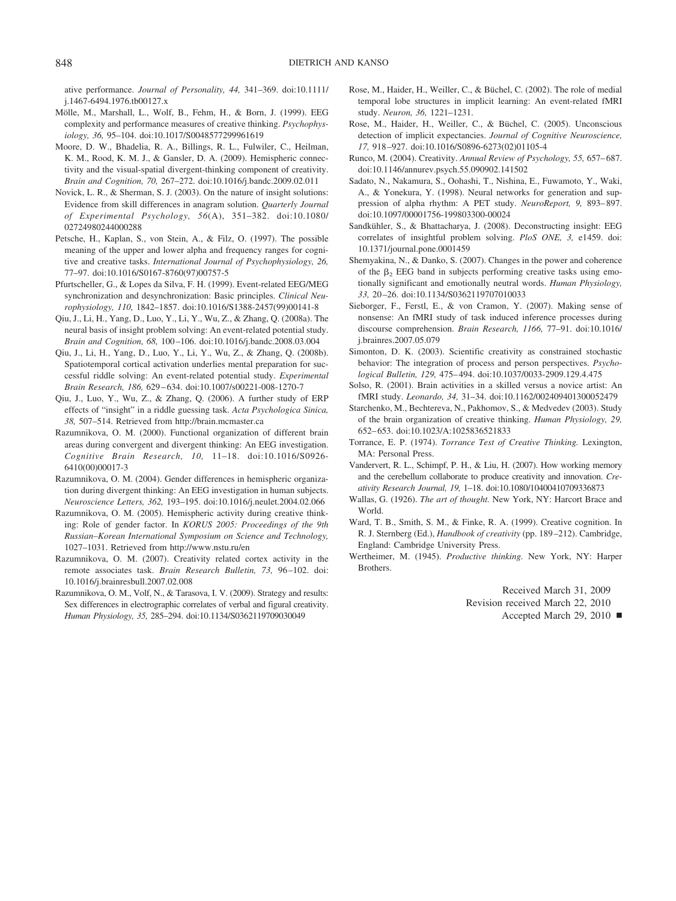ative performance. *Journal of Personality, 44,* 341–369. doi:10.1111/j.1467-6494.1976.tb00127.x

Mölle, M., Marshall, L., Wolf, B., Fehm, H., & Born, J. (1999). EEG complexity and performance measures of creative thinking. *Psychophysiology, 36,* 95–104. doi:10.1017/S0048577299961619

Moore, D. W., Bhadelia, R. A., Billings, R. L., Fulwiler, C., Heilman, K. M., Rood, K. M. J., & Gansler, D. A. (2009). Hemispheric connectivity and the visual-spatial divergent-thinking component of creativity. *Brain and Cognition, 70,* 267–272. doi:10.1016/j.bandc.2009.02.011

Novick, L. R., & Sherman, S. J. (2003). On the nature of insight solutions: Evidence from skill differences in anagram solution. *Quarterly Journal of Experimental Psychology, 56*(A), 351–382. doi:10.1080/02724980244000288

Petsche, H., Kaplan, S., von Stein, A., & Filz, O. (1997). The possible meaning of the upper and lower alpha and frequency ranges for cognitive and creative tasks. *International Journal of Psychophysiology, 26,* 77–97. doi:10.1016/S0167-8760(97)00757-5

Pfurtscheller, G., & Lopes da Silva, F. H. (1999). Event-related EEG/MEG synchronization and desynchronization: Basic principles. *Clinical Neurophysiology, 110,* 1842–1857. doi:10.1016/S1388-2457(99)00141-8

Qiu, J., Li, H., Yang, D., Luo, Y., Li, Y., Wu, Z., & Zhang, Q. (2008a). The neural basis of insight problem solving: An event-related potential study. *Brain and Cognition, 68,* 100–106. doi:10.1016/j.bandc.2008.03.004

Qiu, J., Li, H., Yang, D., Luo, Y., Li, Y., Wu, Z., & Zhang, Q. (2008b). Spatiotemporal cortical activation underlies mental preparation for successful riddle solving: An event-related potential study. *Experimental Brain Research, 186,* 629–634. doi:10.1007/s00221-008-1270-7

Qiu, J., Luo, Y., Wu, Z., & Zhang, Q. (2006). A further study of ERP effects of "insight" in a riddle guessing task. *Acta Psychologica Sinica, 38,* 507–514. Retrieved from http://brain.mcmaster.ca

Razumnikova, O. M. (2000). Functional organization of different brain areas during convergent and divergent thinking: An EEG investigation. *Cognitive Brain Research, 10,* 11–18. doi:10.1016/S0926-6410(00)00017-3

Razumnikova, O. M. (2004). Gender differences in hemispheric organization during divergent thinking: An EEG investigation in human subjects. *Neuroscience Letters, 362,* 193–195. doi:10.1016/j.neulet.2004.02.066

Razumnikova, O. M. (2005). Hemispheric activity during creative thinking: Role of gender factor. In *KORUS 2005: Proceedings of the 9th Russian–Korean International Symposium on Science and Technology,* 1027–1031. Retrieved from http://www.nstu.ru/en

Razumnikova, O. M. (2007). Creativity related cortex activity in the remote associates task. *Brain Research Bulletin, 73,* 96–102. doi:10.1016/j.brainresbull.2007.02.008

Razumnikova, O. M., Volf, N., & Tarasova, I. V. (2009). Strategy and results: Sex differences in electrographic correlates of verbal and figural creativity. *Human Physiology, 35,* 285–294. doi:10.1134/S0362119709030049

Rose, M., Haider, H., Weiller, C., & Büchel, C. (2002). The role of medial temporal lobe structures in implicit learning: An event-related fMRI study. *Neuron, 36,* 1221–1231.

Rose, M., Haider, H., Weiller, C., & Büchel, C. (2005). Unconscious detection of implicit expectancies. *Journal of Cognitive Neuroscience, 17,* 918–927. doi:10.1016/S0896-6273(02)01105-4

Runco, M. (2004). Creativity. *Annual Review of Psychology, 55,* 657–687. doi:10.1146/annurev.psych.55.090902.141502

Sadato, N., Nakamura, S., Oohashi, T., Nishina, E., Fuwamoto, Y., Waki, A., & Yonekura, Y. (1998). Neural networks for generation and suppression of alpha rhythm: A PET study. *NeuroReport, 9,* 893–897. doi:10.1097/00001756-199803300-00024

Sandkühler, S., & Bhattacharya, J. (2008). Deconstructing insight: EEG correlates of insightful problem solving. *PloS ONE, 3,* e1459. doi:10.1371/journal.pone.0001459

Shemyakina, N., & Danko, S. (2007). Changes in the power and coherence of the $\beta_2$ EEG band in subjects performing creative tasks using emotionally significant and emotionally neutral words. *Human Physiology, 33,* 20–26. doi:10.1134/S0362119707010033

Sieborger, F., Ferstl, E., & von Cramon, Y. (2007). Making sense of nonsense: An fMRI study of task induced inference processes during discourse comprehension. *Brain Research, 1166,* 77–91. doi:10.1016/j.brainres.2007.05.079

Simonton, D. K. (2003). Scientific creativity as constrained stochastic behavior: The integration of process and person perspectives. *Psychological Bulletin, 129,* 475–494. doi:10.1037/0033-2909.129.4.475

Solso, R. (2001). Brain activities in a skilled versus a novice artist: An fMRI study. *Leonardo, 34,* 31–34. doi:10.1162/002409401300052479

Starchenko, M., Bechtereva, N., Pakhomov, S., & Medvedev (2003). Study of the brain organization of creative thinking. *Human Physiology, 29,* 652–653. doi:10.1023/A:1025836521833

Torrance, E. P. (1974). *Torrance Test of Creative Thinking.* Lexington, MA: Personal Press.

Vandervert, R. L., Schimpf, P. H., & Liu, H. (2007). How working memory and the cerebellum collaborate to produce creativity and innovation. *Creativity Research Journal, 19,* 1–18. doi:10.1080/10400410709336873

Wallas, G. (1926). *The art of thought.* New York, NY: Harcort Brace and World.

Ward, T. B., Smith, S. M., & Finke, R. A. (1999). Creative cognition. In R. J. Sternberg (Ed.), *Handbook of creativity* (pp. 189–212). Cambridge, England: Cambridge University Press.

Wertheimer, M. (1945). *Productive thinking.* New York, NY: Harper Brothers.

Received March 31, 2009
Revision received March 22, 2010
Accepted March 29, 2010 ■